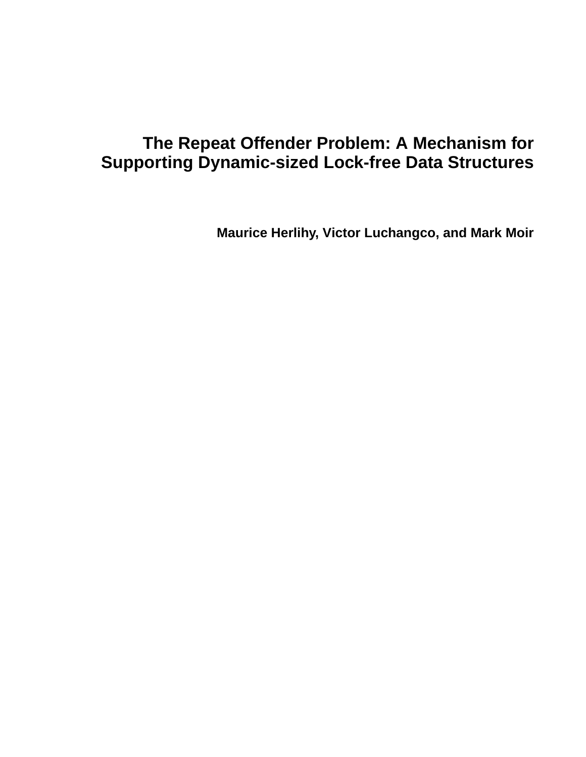# The Repeat Offender Problem: A Mechanism for Supporting Dynamic-sized Lock-free Data Structures

**Maurice Herlihy, Victor Luchangco, and Mark Moir**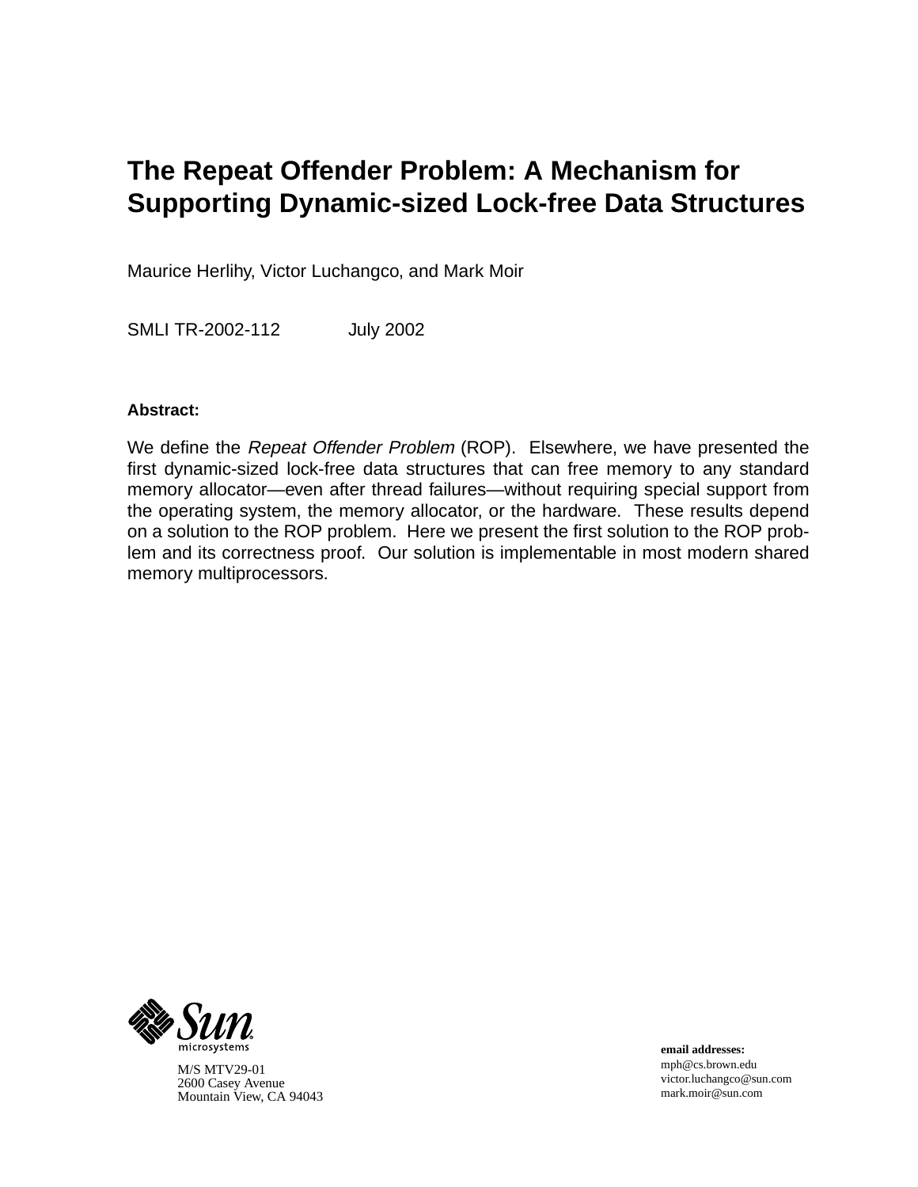# The Repeat Offender Problem: A Mechanism for Supporting Dynamic-sized Lock-free Data Structures

Maurice Herlihy, Victor Luchangco, and Mark Moir

SMLI TR-2002-112 July 2002

**Abstract:**

We define the *Repeat Offender Problem* (ROP). Elsewhere, we have presented the first dynamic-sized lock-free data structures that can free memory to any standard memory allocator—even after thread failures—without requiring special support from the operating system, the memory allocator, or the hardware. These results depend on a solution to the ROP problem. Here we present the first solution to the ROP problem and its correctness proof. Our solution is implementable in most modern shared memory multiprocessors.

Sun microsystems

M/S MTV29-01
2600 Casey Avenue
Mountain View, CA 94043

**email addresses:**
mph@cs.brown.edu
victor.luchangco@sun.com
mark.moir@sun.com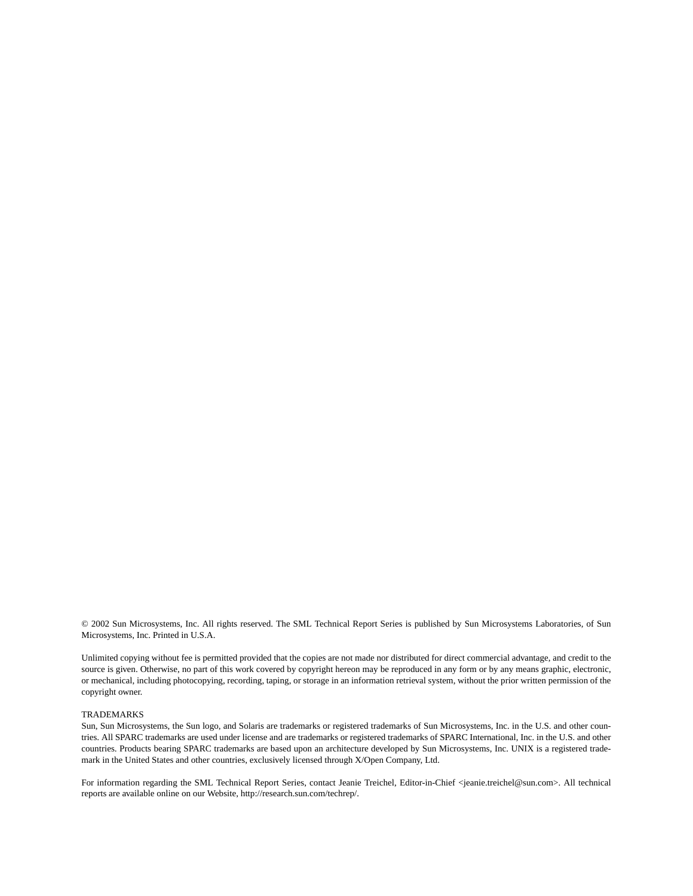© 2002 Sun Microsystems, Inc. All rights reserved. The SML Technical Report Series is published by Sun Microsystems Laboratories, of Sun Microsystems, Inc. Printed in U.S.A.

Unlimited copying without fee is permitted provided that the copies are not made nor distributed for direct commercial advantage, and credit to the source is given. Otherwise, no part of this work covered by copyright hereon may be reproduced in any form or by any means graphic, electronic, or mechanical, including photocopying, recording, taping, or storage in an information retrieval system, without the prior written permission of the copyright owner.

TRADEMARKS
Sun, Sun Microsystems, the Sun logo, and Solaris are trademarks or registered trademarks of Sun Microsystems, Inc. in the U.S. and other countries. All SPARC trademarks are used under license and are trademarks or registered trademarks of SPARC International, Inc. in the U.S. and other countries. Products bearing SPARC trademarks are based upon an architecture developed by Sun Microsystems, Inc. UNIX is a registered trademark in the United States and other countries, exclusively licensed through X/Open Company, Ltd.

For information regarding the SML Technical Report Series, contact Jeanie Treichel, Editor-in-Chief <jeanie.treichel@sun.com>. All technical reports are available online on our Website, http://research.sun.com/techrep/.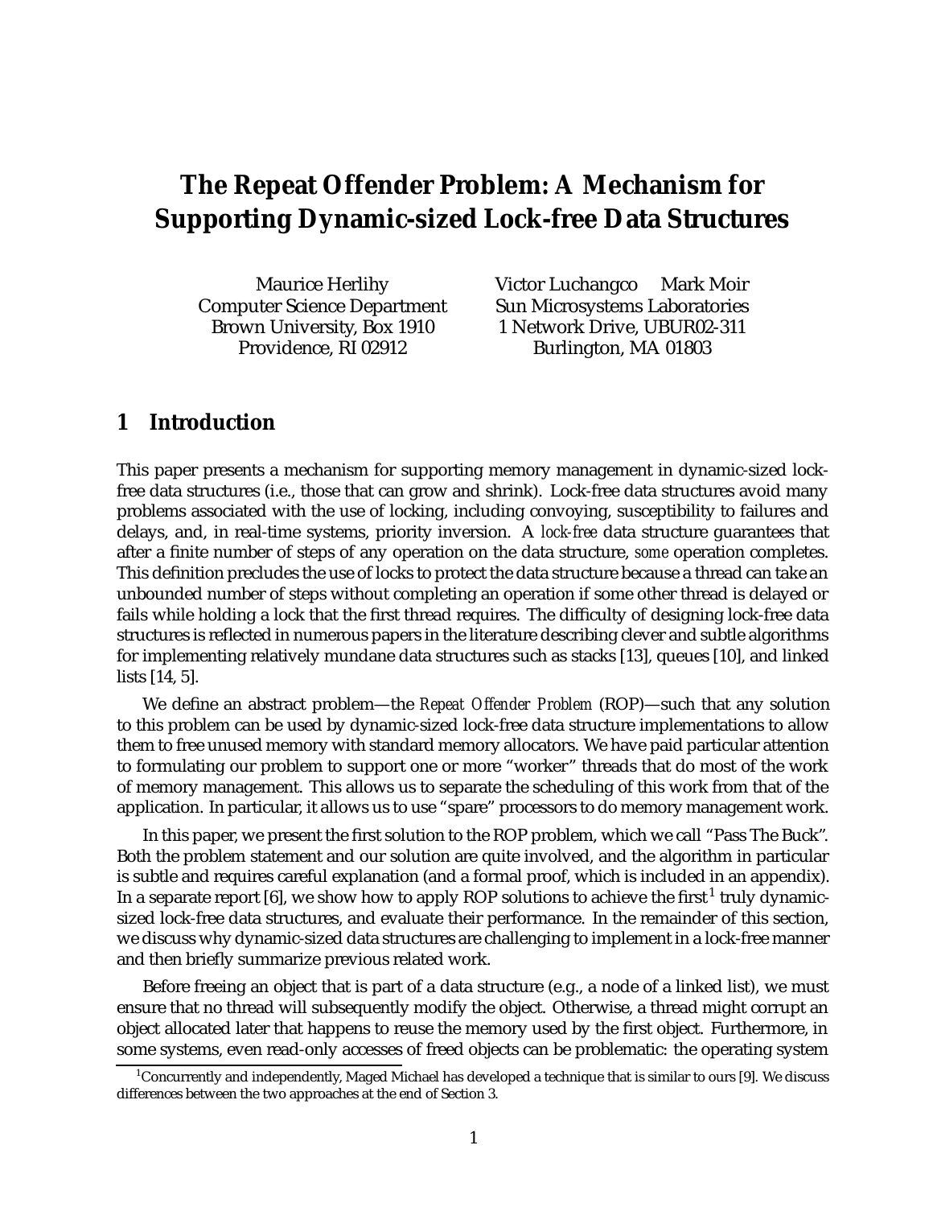# The Repeat Offender Problem: A Mechanism for Supporting Dynamic-sized Lock-free Data Structures

Maurice Herlihy
Computer Science Department
Brown University, Box 1910
Providence, RI 02912

Victor Luchangco     Mark Moir
Sun Microsystems Laboratories
1 Network Drive, UBUR02-311
Burlington, MA 01803

## 1 Introduction

This paper presents a mechanism for supporting memory management in dynamic-sized lock-free data structures (i.e., those that can grow and shrink). Lock-free data structures avoid many problems associated with the use of locking, including convoying, susceptibility to failures and delays, and, in real-time systems, priority inversion. A *lock-free* data structure guarantees that after a finite number of steps of any operation on the data structure, *some* operation completes. This definition precludes the use of locks to protect the data structure because a thread can take an unbounded number of steps without completing an operation if some other thread is delayed or fails while holding a lock that the first thread requires. The difficulty of designing lock-free data structures is reflected in numerous papers in the literature describing clever and subtle algorithms for implementing relatively mundane data structures such as stacks [13], queues [10], and linked lists [14, 5].

We define an abstract problem—the *Repeat Offender Problem* (ROP)—such that any solution to this problem can be used by dynamic-sized lock-free data structure implementations to allow them to free unused memory with standard memory allocators. We have paid particular attention to formulating our problem to support one or more "worker" threads that do most of the work of memory management. This allows us to separate the scheduling of this work from that of the application. In particular, it allows us to use "spare" processors to do memory management work.

In this paper, we present the first solution to the ROP problem, which we call "Pass The Buck". Both the problem statement and our solution are quite involved, and the algorithm in particular is subtle and requires careful explanation (and a formal proof, which is included in an appendix). In a separate report [6], we show how to apply ROP solutions to achieve the first[1] truly dynamic-sized lock-free data structures, and evaluate their performance. In the remainder of this section, we discuss why dynamic-sized data structures are challenging to implement in a lock-free manner and then briefly summarize previous related work.

Before freeing an object that is part of a data structure (e.g., a node of a linked list), we must ensure that no thread will subsequently modify the object. Otherwise, a thread might corrupt an object allocated later that happens to reuse the memory used by the first object. Furthermore, in some systems, even read-only accesses of freed objects can be problematic: the operating system

[1] Concurrently and independently, Maged Michael has developed a technique that is similar to ours [9]. We discuss differences between the two approaches at the end of Section 3.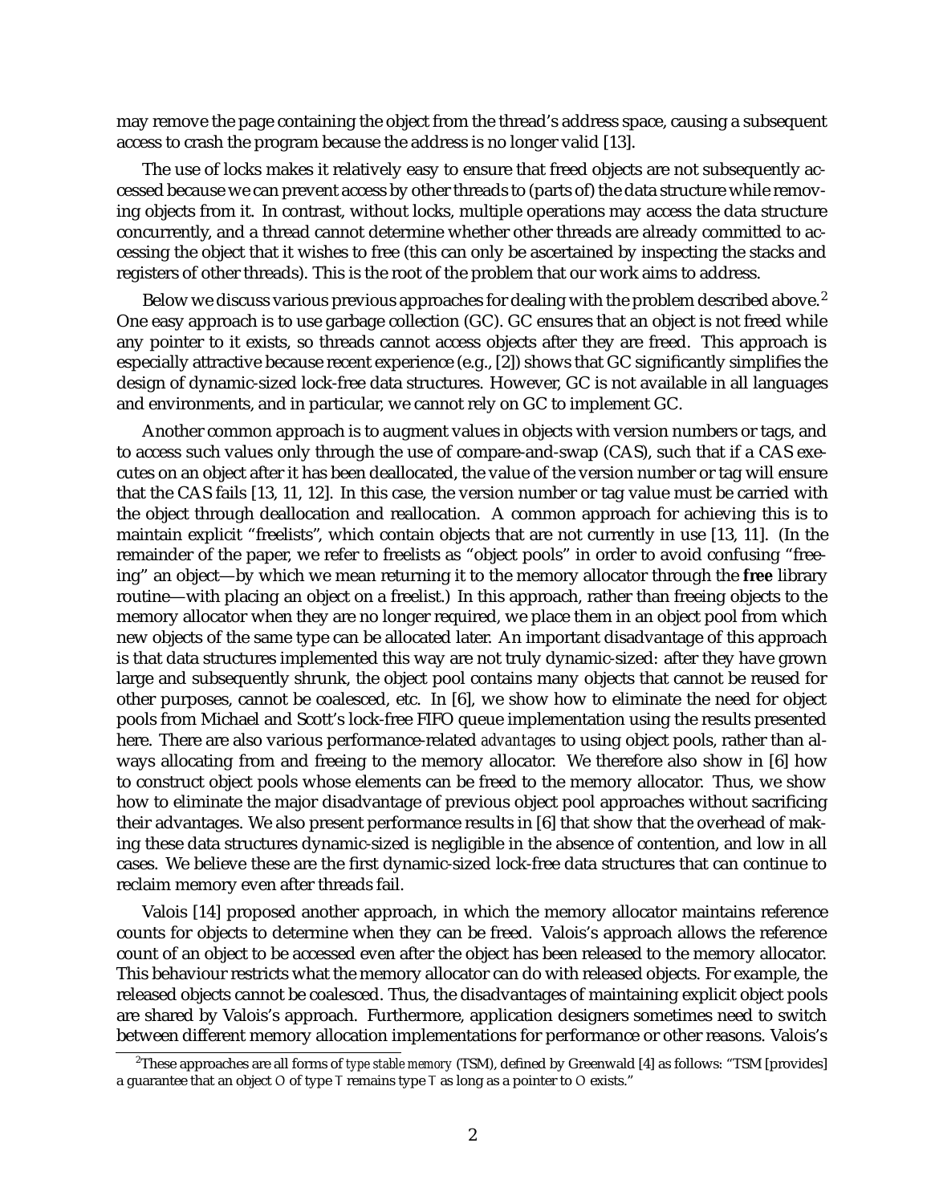may remove the page containing the object from the thread's address space, causing a subsequent access to crash the program because the address is no longer valid [13].

The use of locks makes it relatively easy to ensure that freed objects are not subsequently accessed because we can prevent access by other threads to (parts of) the data structure while removing objects from it. In contrast, without locks, multiple operations may access the data structure concurrently, and a thread cannot determine whether other threads are already committed to accessing the object that it wishes to free (this can only be ascertained by inspecting the stacks and registers of other threads). This is the root of the problem that our work aims to address.

Below we discuss various previous approaches for dealing with the problem described above.[2] One easy approach is to use garbage collection (GC). GC ensures that an object is not freed while any pointer to it exists, so threads cannot access objects after they are freed. This approach is especially attractive because recent experience (e.g., [2]) shows that GC significantly simplifies the design of dynamic-sized lock-free data structures. However, GC is not available in all languages and environments, and in particular, we cannot rely on GC to implement GC.

Another common approach is to augment values in objects with version numbers or tags, and to access such values only through the use of compare-and-swap (CAS), such that if a CAS executes on an object after it has been deallocated, the value of the version number or tag will ensure that the CAS fails [13, 11, 12]. In this case, the version number or tag value must be carried with the object through deallocation and reallocation. A common approach for achieving this is to maintain explicit "freelists", which contain objects that are not currently in use [13, 11]. (In the remainder of the paper, we refer to freelists as "object pools" in order to avoid confusing "freeing" an object—by which we mean returning it to the memory allocator through the **free** library routine—with placing an object on a freelist.) In this approach, rather than freeing objects to the memory allocator when they are no longer required, we place them in an object pool from which new objects of the same type can be allocated later. An important disadvantage of this approach is that data structures implemented this way are not truly dynamic-sized: after they have grown large and subsequently shrunk, the object pool contains many objects that cannot be reused for other purposes, cannot be coalesced, etc. In [6], we show how to eliminate the need for object pools from Michael and Scott's lock-free FIFO queue implementation using the results presented here. There are also various performance-related *advantages* to using object pools, rather than always allocating from and freeing to the memory allocator. We therefore also show in [6] how to construct object pools whose elements can be freed to the memory allocator. Thus, we show how to eliminate the major disadvantage of previous object pool approaches without sacrificing their advantages. We also present performance results in [6] that show that the overhead of making these data structures dynamic-sized is negligible in the absence of contention, and low in all cases. We believe these are the first dynamic-sized lock-free data structures that can continue to reclaim memory even after threads fail.

Valois [14] proposed another approach, in which the memory allocator maintains reference counts for objects to determine when they can be freed. Valois's approach allows the reference count of an object to be accessed even after the object has been released to the memory allocator. This behaviour restricts what the memory allocator can do with released objects. For example, the released objects cannot be coalesced. Thus, the disadvantages of maintaining explicit object pools are shared by Valois's approach. Furthermore, application designers sometimes need to switch between different memory allocation implementations for performance or other reasons. Valois's

[2] These approaches are all forms of *type stable memory* (TSM), defined by Greenwald [4] as follows: "TSM [provides] a guarantee that an object $O$ of type $T$ remains type $T$ as long as a pointer to $O$ exists."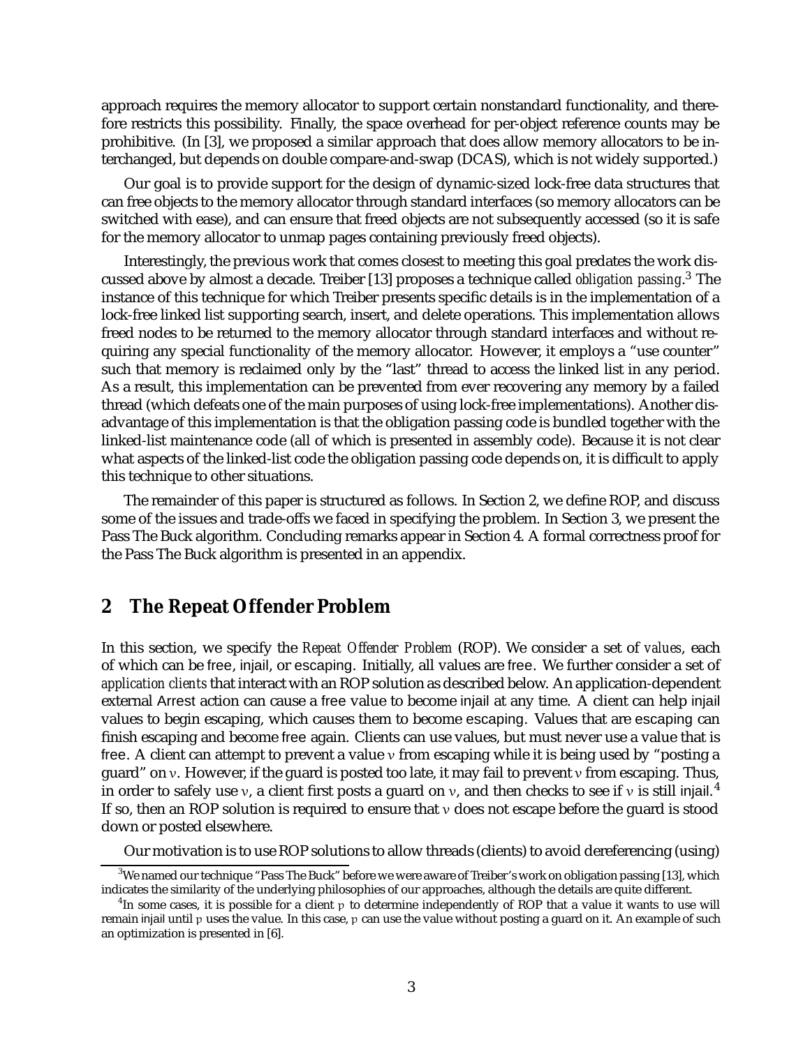approach requires the memory allocator to support certain nonstandard functionality, and therefore restricts this possibility. Finally, the space overhead for per-object reference counts may be prohibitive. (In [3], we proposed a similar approach that does allow memory allocators to be interchanged, but depends on double compare-and-swap (DCAS), which is not widely supported.)

Our goal is to provide support for the design of dynamic-sized lock-free data structures that can free objects to the memory allocator through standard interfaces (so memory allocators can be switched with ease), and can ensure that freed objects are not subsequently accessed (so it is safe for the memory allocator to unmap pages containing previously freed objects).

Interestingly, the previous work that comes closest to meeting this goal predates the work discussed above by almost a decade. Treiber [13] proposes a technique called *obligation passing*.[3] The instance of this technique for which Treiber presents specific details is in the implementation of a lock-free linked list supporting search, insert, and delete operations. This implementation allows freed nodes to be returned to the memory allocator through standard interfaces and without requiring any special functionality of the memory allocator. However, it employs a "use counter" such that memory is reclaimed only by the "last" thread to access the linked list in any period. As a result, this implementation can be prevented from ever recovering any memory by a failed thread (which defeats one of the main purposes of using lock-free implementations). Another disadvantage of this implementation is that the obligation passing code is bundled together with the linked-list maintenance code (all of which is presented in assembly code). Because it is not clear what aspects of the linked-list code the obligation passing code depends on, it is difficult to apply this technique to other situations.

The remainder of this paper is structured as follows. In Section 2, we define ROP, and discuss some of the issues and trade-offs we faced in specifying the problem. In Section 3, we present the Pass The Buck algorithm. Concluding remarks appear in Section 4. A formal correctness proof for the Pass The Buck algorithm is presented in an appendix.

## 2 The Repeat Offender Problem

In this section, we specify the *Repeat Offender Problem* (ROP). We consider a set of *values*, each of which can be free, injail, or escaping. Initially, all values are free. We further consider a set of *application clients* that interact with an ROP solution as described below. An application-dependent external Arrest action can cause a free value to become injail at any time. A client can help injail values to begin escaping, which causes them to become escaping. Values that are escaping can finish escaping and become free again. Clients can use values, but must never use a value that is free. A client can attempt to prevent a value $v$ from escaping while it is being used by "posting a guard" on $v$. However, if the guard is posted too late, it may fail to prevent $v$ from escaping. Thus, in order to safely use $v$, a client first posts a guard on $v$, and then checks to see if $v$ is still injail.[4] If so, then an ROP solution is required to ensure that $v$ does not escape before the guard is stood down or posted elsewhere.

Our motivation is to use ROP solutions to allow threads (clients) to avoid dereferencing (using)

[3] We named our technique "Pass The Buck" before we were aware of Treiber's work on obligation passing [13], which indicates the similarity of the underlying philosophies of our approaches, although the details are quite different.

[4] In some cases, it is possible for a client $p$ to determine independently of ROP that a value it wants to use will remain injail until $p$ uses the value. In this case, $p$ can use the value without posting a guard on it. An example of such an optimization is presented in [6].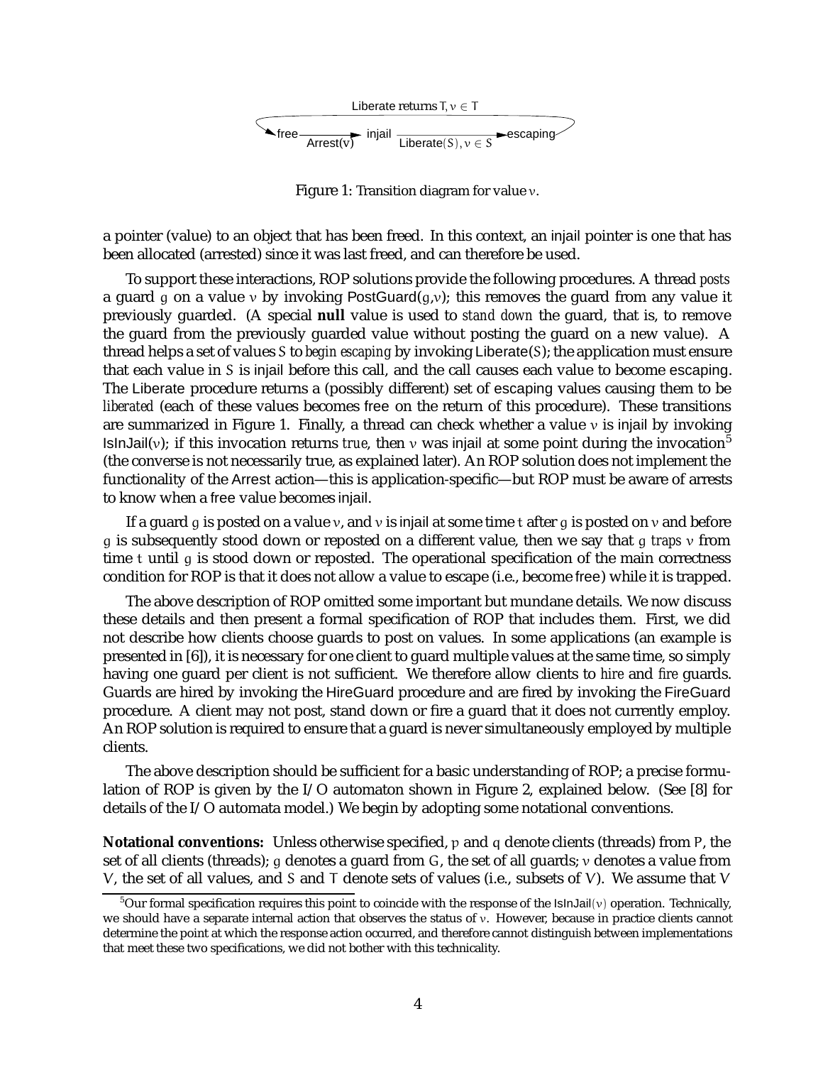Liberate returns T, $v \in T$

free → Arrest($v$) → injail → Liberate($S$), $v \in S$ → escaping

Figure 1: Transition diagram for value $v$.

a pointer (value) to an object that has been freed. In this context, an injail pointer is one that has been allocated (arrested) since it was last freed, and can therefore be used.

To support these interactions, ROP solutions provide the following procedures. A thread *posts* a guard $g$ on a value $v$ by invoking PostGuard($g$,$v$); this removes the guard from any value it previously guarded. (A special **null** value is used to *stand down* the guard, that is, to remove the guard from the previously guarded value without posting the guard on a new value). A thread helps a set of values $S$ to *begin escaping* by invoking Liberate($S$); the application must ensure that each value in $S$ is injail before this call, and the call causes each value to become escaping. The Liberate procedure returns a (possibly different) set of escaping values causing them to be *liberated* (each of these values becomes free on the return of this procedure). These transitions are summarized in Figure 1. Finally, a thread can check whether a value $v$ is injail by invoking IsInJail($v$); if this invocation returns *true*, then $v$ was injail at some point during the invocation[5] (the converse is not necessarily true, as explained later). An ROP solution does not implement the functionality of the Arrest action—this is application-specific—but ROP must be aware of arrests to know when a free value becomes injail.

If a guard $g$ is posted on a value $v$, and $v$ is injail at some time $t$ after $g$ is posted on $v$ and before $g$ is subsequently stood down or reposted on a different value, then we say that $g$ *traps* $v$ from time $t$ until $g$ is stood down or reposted. The operational specification of the main correctness condition for ROP is that it does not allow a value to escape (i.e., become free) while it is trapped.

The above description of ROP omitted some important but mundane details. We now discuss these details and then present a formal specification of ROP that includes them. First, we did not describe how clients choose guards to post on values. In some applications (an example is presented in [6]), it is necessary for one client to guard multiple values at the same time, so simply having one guard per client is not sufficient. We therefore allow clients to *hire* and *fire* guards. Guards are hired by invoking the HireGuard procedure and are fired by invoking the FireGuard procedure. A client may not post, stand down or fire a guard that it does not currently employ. An ROP solution is required to ensure that a guard is never simultaneously employed by multiple clients.

The above description should be sufficient for a basic understanding of ROP; a precise formulation of ROP is given by the I/O automaton shown in Figure 2, explained below. (See [8] for details of the I/O automata model.) We begin by adopting some notational conventions.

**Notational conventions:** Unless otherwise specified, $p$ and $q$ denote clients (threads) from $P$, the set of all clients (threads); $g$ denotes a guard from $G$, the set of all guards; $v$ denotes a value from $V$, the set of all values, and $S$ and $T$ denote sets of values (i.e., subsets of $V$). We assume that $V$

[5] Our formal specification requires this point to coincide with the response of the IsInJail($v$) operation. Technically, we should have a separate internal action that observes the status of $v$. However, because in practice clients cannot determine the point at which the response action occurred, and therefore cannot distinguish between implementations that meet these two specifications, we did not bother with this technicality.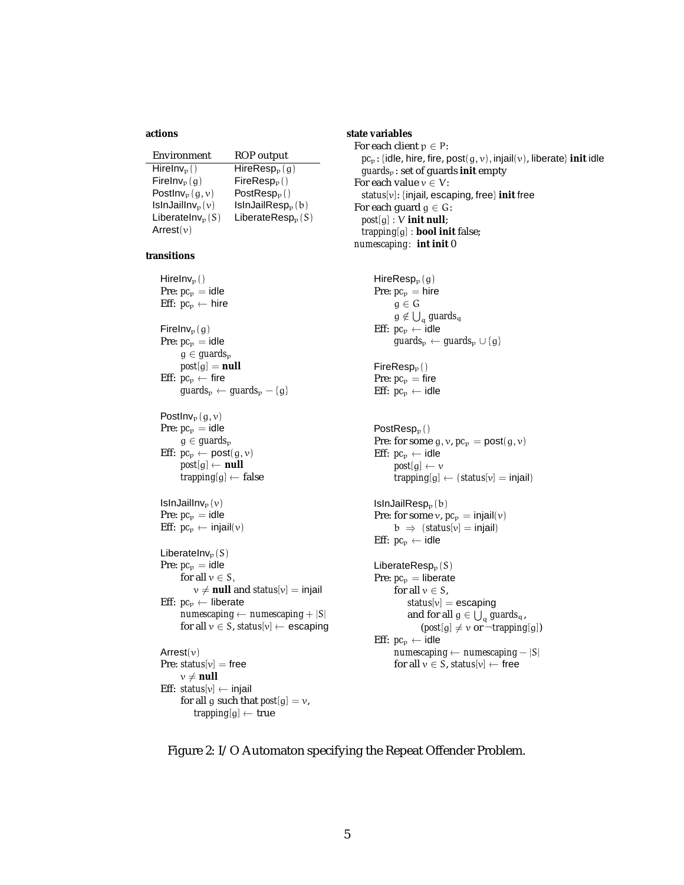**actions**

| Environment | ROP output |
|---|---|
| $\text{HireInv}_p()$ | $\text{HireResp}_p(g)$ |
| $\text{FireInv}_p(g)$ | $\text{FireResp}_p()$ |
| $\text{PostInv}_p(g, v)$ | $\text{PostResp}_p()$ |
| $\text{IsInJailInv}_p(v)$ | $\text{IsInJailResp}_p(b)$ |
| $\text{LiberateInv}_p(S)$ | $\text{LiberateResp}_p(S)$ |
| $\text{Arrest}(v)$ | |

**state variables**

For each client $p \in P$:
  $pc_p$: {idle, hire, fire, post$(g, v)$, injail$(v)$, liberate} **init** idle
  $guards_p$ : set of guards **init** empty
For each value $v \in V$:
  $status[v]$: {injail, escaping, free} **init** free
For each guard $g \in G$:
  $post[g]$ : $V$ **init null**;
  $trapping[g]$ : **bool init** false;
$numescaping$: **int init** 0

**transitions**

$\text{HireInv}_p()$
Pre: $pc_p$ = idle
Eff: $pc_p \leftarrow$ hire

$\text{FireInv}_p(g)$
Pre: $pc_p$ = idle
  $g \in guards_p$
  $post[g] = \textbf{null}$
Eff: $pc_p \leftarrow$ fire
  $guards_p \leftarrow guards_p - \{g\}$

$\text{PostInv}_p(g, v)$
Pre: $pc_p$ = idle
  $g \in guards_p$
Eff: $pc_p \leftarrow$ post$(g, v)$
  $post[g] \leftarrow \textbf{null}$
  $trapping[g] \leftarrow$ false

$\text{IsInJailInv}_p(v)$
Pre: $pc_p$ = idle
Eff: $pc_p \leftarrow$ injail$(v)$

$\text{LiberateInv}_p(S)$
Pre: $pc_p$ = idle
  for all $v \in S$,
    $v \neq \textbf{null}$ and $status[v]$ = injail
Eff: $pc_p \leftarrow$ liberate
  $numescaping \leftarrow numescaping + |S|$
  for all $v \in S$, $status[v] \leftarrow$ escaping

$\text{Arrest}(v)$
Pre: $status[v]$ = free
  $v \neq \textbf{null}$
Eff: $status[v] \leftarrow$ injail
  for all $g$ such that $post[g] = v$,
    $trapping[g] \leftarrow$ true

$\text{HireResp}_p(g)$
Pre: $pc_p$ = hire
  $g \in G$
  $g \notin \bigcup_q guards_q$
Eff: $pc_p \leftarrow$ idle
  $guards_p \leftarrow guards_p \cup \{g\}$

$\text{FireResp}_p()$
Pre: $pc_p$ = fire
Eff: $pc_p \leftarrow$ idle

$\text{PostResp}_p()$
Pre: for some $g, v$, $pc_p$ = post$(g, v)$
Eff: $pc_p \leftarrow$ idle
  $post[g] \leftarrow v$
  $trapping[g] \leftarrow (status[v] = \text{injail})$

$\text{IsInJailResp}_p(b)$
Pre: for some $v$, $pc_p$ = injail$(v)$
  $b \Rightarrow (status[v] = \text{injail})$
Eff: $pc_p \leftarrow$ idle

$\text{LiberateResp}_p(S)$
Pre: $pc_p$ = liberate
  for all $v \in S$,
    $status[v]$ = escaping
    and for all $g \in \bigcup_q guards_q$,
      $(post[g] \neq v$ or $\neg trapping[g])$
Eff: $pc_p \leftarrow$ idle
  $numescaping \leftarrow numescaping - |S|$
  for all $v \in S$, $status[v] \leftarrow$ free

Figure 2: I/O Automaton specifying the Repeat Offender Problem.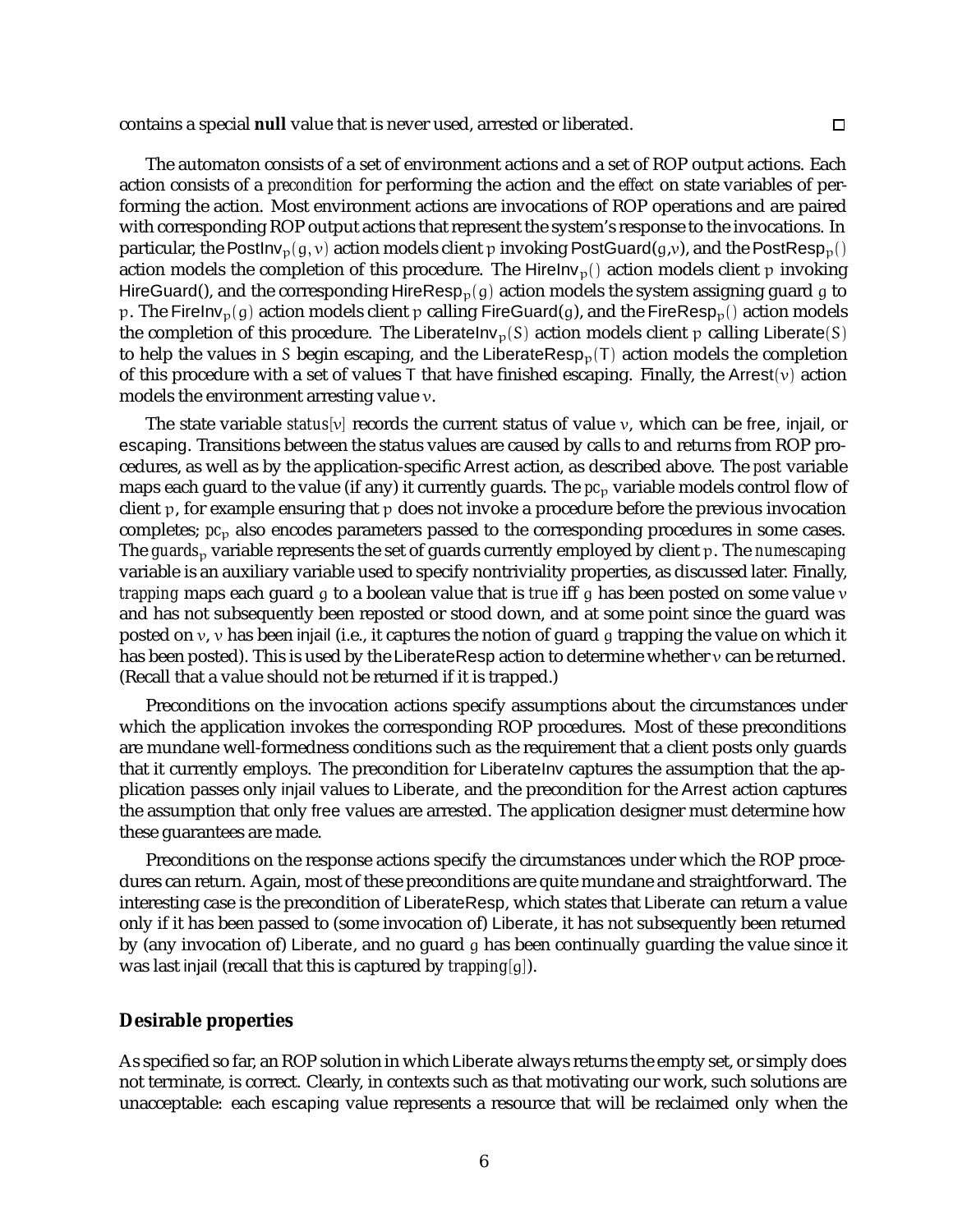contains a special **null** value that is never used, arrested or liberated. □

The automaton consists of a set of environment actions and a set of ROP output actions. Each action consists of a *precondition* for performing the action and the *effect* on state variables of performing the action. Most environment actions are invocations of ROP operations and are paired with corresponding ROP output actions that represent the system's response to the invocations. In particular, the $\mathsf{PostInv}_p(g, v)$ action models client $p$ invoking PostGuard($g$,$v$), and the $\mathsf{PostResp}_p()$ action models the completion of this procedure. The $\mathsf{HireInv}_p()$ action models client $p$ invoking HireGuard(), and the corresponding $\mathsf{HireResp}_p(g)$ action models the system assigning guard $g$ to $p$. The $\mathsf{FireInv}_p(g)$ action models client $p$ calling FireGuard($g$), and the $\mathsf{FireResp}_p()$ action models the completion of this procedure. The $\mathsf{LiberateInv}_p(S)$ action models client $p$ calling $\mathsf{Liberate}(S)$ to help the values in $S$ begin escaping, and the $\mathsf{LiberateResp}_p(T)$ action models the completion of this procedure with a set of values $T$ that have finished escaping. Finally, the $\mathsf{Arrest}(v)$ action models the environment arresting value $v$.

The state variable $status[v]$ records the current status of value $v$, which can be free, injail, or escaping. Transitions between the status values are caused by calls to and returns from ROP procedures, as well as by the application-specific Arrest action, as described above. The *post* variable maps each guard to the value (if any) it currently guards. The $pc_p$ variable models control flow of client $p$, for example ensuring that $p$ does not invoke a procedure before the previous invocation completes; $pc_p$ also encodes parameters passed to the corresponding procedures in some cases. The $guards_p$ variable represents the set of guards currently employed by client $p$. The *numescaping* variable is an auxiliary variable used to specify nontriviality properties, as discussed later. Finally, *trapping* maps each guard $g$ to a boolean value that is *true* iff $g$ has been posted on some value $v$ and has not subsequently been reposted or stood down, and at some point since the guard was posted on $v$, $v$ has been injail (i.e., it captures the notion of guard $g$ trapping the value on which it has been posted). This is used by the LiberateResp action to determine whether $v$ can be returned. (Recall that a value should not be returned if it is trapped.)

Preconditions on the invocation actions specify assumptions about the circumstances under which the application invokes the corresponding ROP procedures. Most of these preconditions are mundane well-formedness conditions such as the requirement that a client posts only guards that it currently employs. The precondition for LiberateInv captures the assumption that the application passes only injail values to Liberate, and the precondition for the Arrest action captures the assumption that only free values are arrested. The application designer must determine how these guarantees are made.

Preconditions on the response actions specify the circumstances under which the ROP procedures can return. Again, most of these preconditions are quite mundane and straightforward. The interesting case is the precondition of LiberateResp, which states that Liberate can return a value only if it has been passed to (some invocation of) Liberate, it has not subsequently been returned by (any invocation of) Liberate, and no guard $g$ has been continually guarding the value since it was last injail (recall that this is captured by $trapping[g]$).

### Desirable properties

As specified so far, an ROP solution in which Liberate always returns the empty set, or simply does not terminate, is correct. Clearly, in contexts such as that motivating our work, such solutions are unacceptable: each escaping value represents a resource that will be reclaimed only when the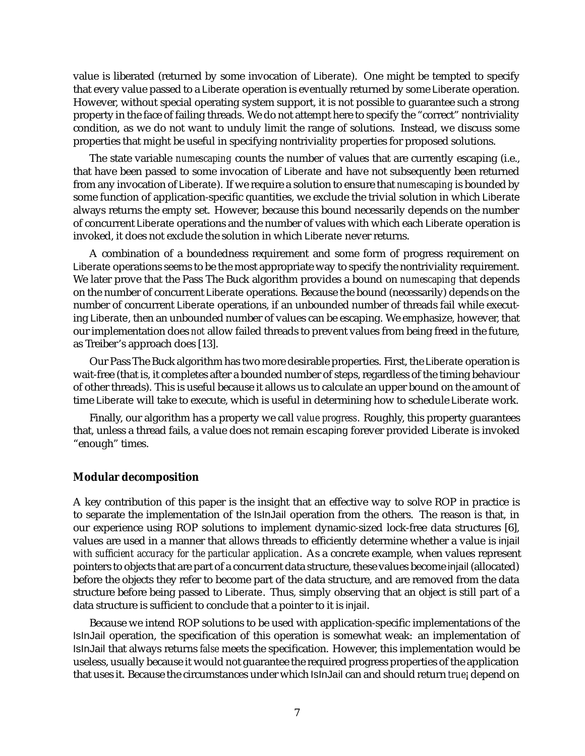value is liberated (returned by some invocation of Liberate). One might be tempted to specify that every value passed to a Liberate operation is eventually returned by some Liberate operation. However, without special operating system support, it is not possible to guarantee such a strong property in the face of failing threads. We do not attempt here to specify the "correct" nontriviality condition, as we do not want to unduly limit the range of solutions. Instead, we discuss some properties that might be useful in specifying nontriviality properties for proposed solutions.

The state variable *numescaping* counts the number of values that are currently escaping (i.e., that have been passed to some invocation of Liberate and have not subsequently been returned from any invocation of Liberate). If we require a solution to ensure that *numescaping* is bounded by some function of application-specific quantities, we exclude the trivial solution in which Liberate always returns the empty set. However, because this bound necessarily depends on the number of concurrent Liberate operations and the number of values with which each Liberate operation is invoked, it does not exclude the solution in which Liberate never returns.

A combination of a boundedness requirement and some form of progress requirement on Liberate operations seems to be the most appropriate way to specify the nontriviality requirement. We later prove that the Pass The Buck algorithm provides a bound on *numescaping* that depends on the number of concurrent Liberate operations. Because the bound (necessarily) depends on the number of concurrent Liberate operations, if an unbounded number of threads fail while executing Liberate, then an unbounded number of values can be escaping. We emphasize, however, that our implementation does *not* allow failed threads to prevent values from being freed in the future, as Treiber's approach does [13].

Our Pass The Buck algorithm has two more desirable properties. First, the Liberate operation is wait-free (that is, it completes after a bounded number of steps, regardless of the timing behaviour of other threads). This is useful because it allows us to calculate an upper bound on the amount of time Liberate will take to execute, which is useful in determining how to schedule Liberate work.

Finally, our algorithm has a property we call *value progress*. Roughly, this property guarantees that, unless a thread fails, a value does not remain escaping forever provided Liberate is invoked "enough" times.

## Modular decomposition

A key contribution of this paper is the insight that an effective way to solve ROP in practice is to separate the implementation of the IsInJail operation from the others. The reason is that, in our experience using ROP solutions to implement dynamic-sized lock-free data structures [6], values are used in a manner that allows threads to efficiently determine whether a value is injail *with sufficient accuracy for the particular application*. As a concrete example, when values represent pointers to objects that are part of a concurrent data structure, these values become injail (allocated) before the objects they refer to become part of the data structure, and are removed from the data structure before being passed to Liberate. Thus, simply observing that an object is still part of a data structure is sufficient to conclude that a pointer to it is injail.

Because we intend ROP solutions to be used with application-specific implementations of the IsInJail operation, the specification of this operation is somewhat weak: an implementation of IsInJail that always returns *false* meets the specification. However, this implementation would be useless, usually because it would not guarantee the required progress properties of the application that uses it. Because the circumstances under which IsInJail can and should return *true*¡ depend on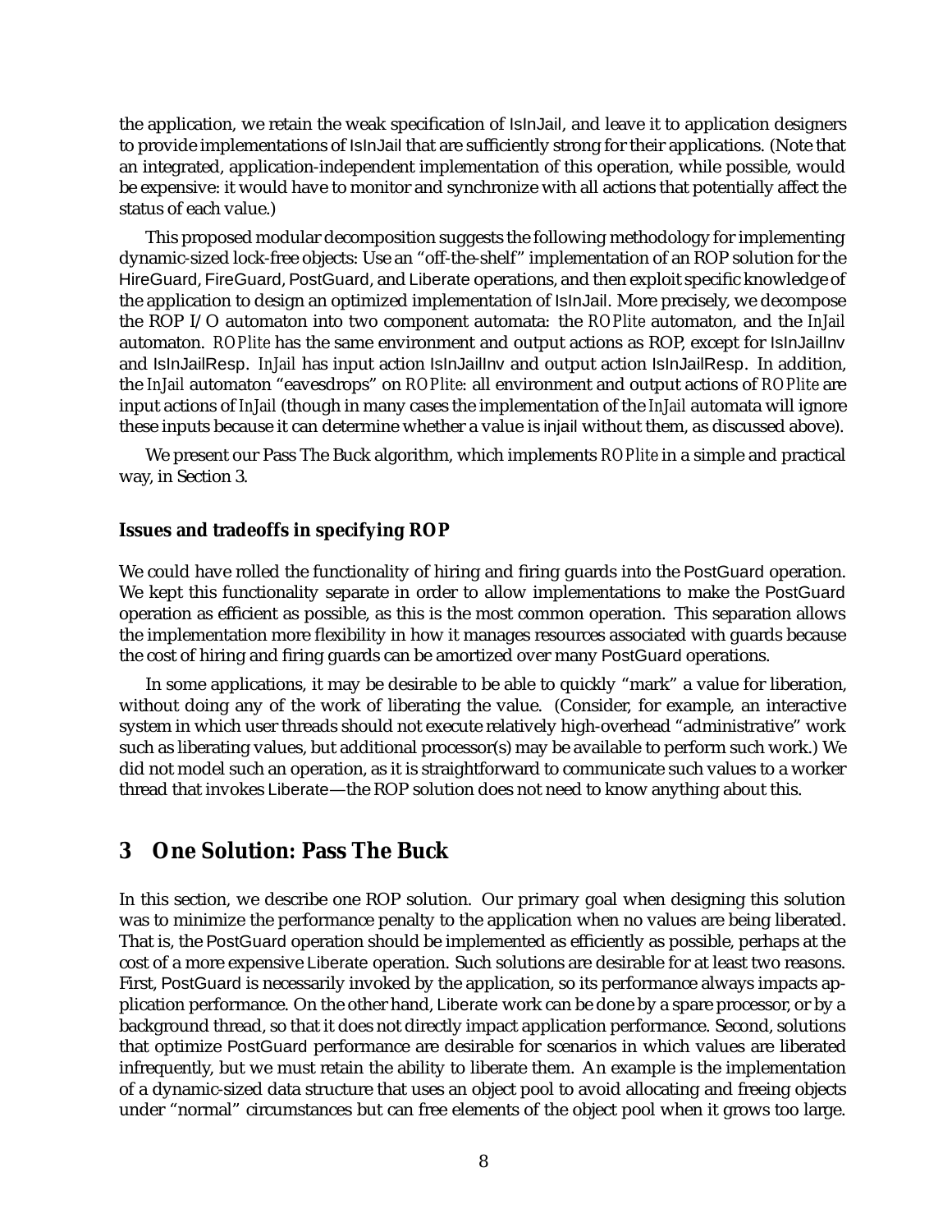the application, we retain the weak specification of IsInJail, and leave it to application designers to provide implementations of IsInJail that are sufficiently strong for their applications. (Note that an integrated, application-independent implementation of this operation, while possible, would be expensive: it would have to monitor and synchronize with all actions that potentially affect the status of each value.)

This proposed modular decomposition suggests the following methodology for implementing dynamic-sized lock-free objects: Use an "off-the-shelf" implementation of an ROP solution for the HireGuard, FireGuard, PostGuard, and Liberate operations, and then exploit specific knowledge of the application to design an optimized implementation of IsInJail. More precisely, we decompose the ROP I/O automaton into two component automata: the *ROPlite* automaton, and the *InJail* automaton. *ROPlite* has the same environment and output actions as ROP, except for IsInJailInv and IsInJailResp. *InJail* has input action IsInJailInv and output action IsInJailResp. In addition, the *InJail* automaton "eavesdrops" on *ROPlite*: all environment and output actions of *ROPlite* are input actions of *InJail* (though in many cases the implementation of the *InJail* automata will ignore these inputs because it can determine whether a value is injail without them, as discussed above).

We present our Pass The Buck algorithm, which implements *ROPlite* in a simple and practical way, in Section 3.

### Issues and tradeoffs in specifying ROP

We could have rolled the functionality of hiring and firing guards into the PostGuard operation. We kept this functionality separate in order to allow implementations to make the PostGuard operation as efficient as possible, as this is the most common operation. This separation allows the implementation more flexibility in how it manages resources associated with guards because the cost of hiring and firing guards can be amortized over many PostGuard operations.

In some applications, it may be desirable to be able to quickly "mark" a value for liberation, without doing any of the work of liberating the value. (Consider, for example, an interactive system in which user threads should not execute relatively high-overhead "administrative" work such as liberating values, but additional processor(s) may be available to perform such work.) We did not model such an operation, as it is straightforward to communicate such values to a worker thread that invokes Liberate—the ROP solution does not need to know anything about this.

## 3 One Solution: Pass The Buck

In this section, we describe one ROP solution. Our primary goal when designing this solution was to minimize the performance penalty to the application when no values are being liberated. That is, the PostGuard operation should be implemented as efficiently as possible, perhaps at the cost of a more expensive Liberate operation. Such solutions are desirable for at least two reasons. First, PostGuard is necessarily invoked by the application, so its performance always impacts application performance. On the other hand, Liberate work can be done by a spare processor, or by a background thread, so that it does not directly impact application performance. Second, solutions that optimize PostGuard performance are desirable for scenarios in which values are liberated infrequently, but we must retain the ability to liberate them. An example is the implementation of a dynamic-sized data structure that uses an object pool to avoid allocating and freeing objects under "normal" circumstances but can free elements of the object pool when it grows too large.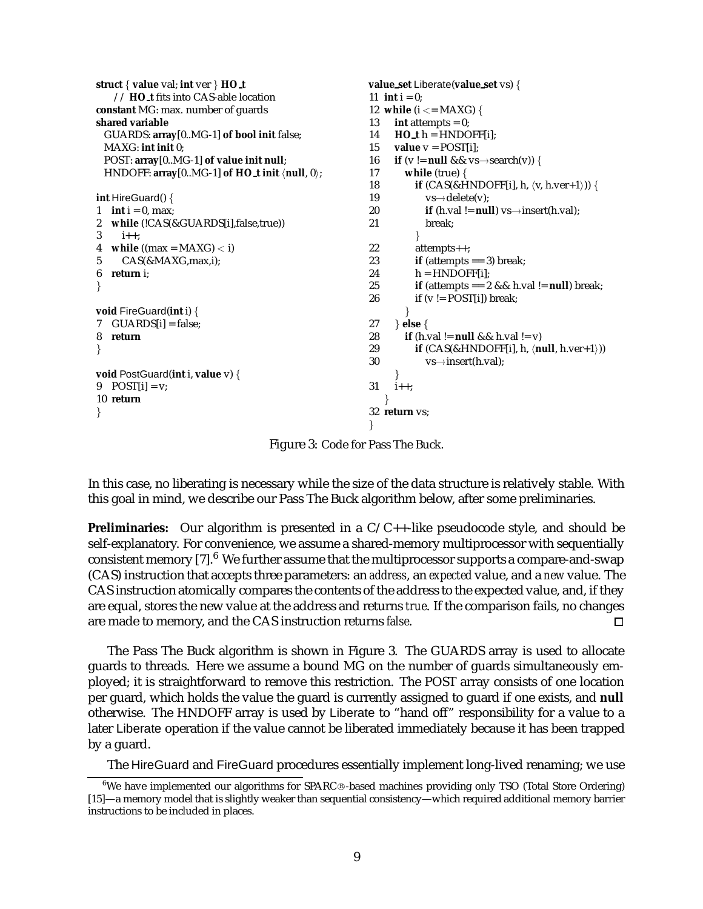```
struct { value val; int ver } HO_t
    // HO_t fits into CAS-able location
constant MG: max. number of guards
shared variable
  GUARDS: array[0..MG-1] of bool init false;
  MAXG: int init 0;
  POST: array[0..MG-1] of value init null;
  HNDOFF: array[0..MG-1] of HO_t init ⟨null, 0⟩;

int HireGuard() {
1   int i = 0, max;
2   while (!CAS(&GUARDS[i],false,true))
3     i++;
4   while ((max = MAXG) < i)
5     CAS(&MAXG,max,i);
6   return i;
}

void FireGuard(int i) {
7   GUARDS[i] = false;
8   return
}

void PostGuard(int i, value v) {
9   POST[i] = v;
10  return
}
```

```
value_set Liberate(value_set vs) {
11  int i = 0;
12  while (i <= MAXG) {
13    int attempts = 0;
14    HO_t h = HNDOFF[i];
15    value v = POST[i];
16    if (v != null && vs→search(v)) {
17      while (true) {
18        if (CAS(&HNDOFF[i], h, ⟨v, h.ver+1⟩)) {
19          vs→delete(v);
20          if (h.val != null) vs→insert(h.val);
21          break;
          }
22        attempts++;
23        if (attempts == 3) break;
24        h = HNDOFF[i];
25        if (attempts == 2 && h.val != null) break;
26        if (v != POST[i]) break;
        }
27    } else {
28      if (h.val != null && h.val != v)
29        if (CAS(&HNDOFF[i], h, ⟨null, h.ver+1⟩))
30          vs→insert(h.val);
      }
31    i++;
    }
32  return vs;
}
```

Figure 3: Code for Pass The Buck.

In this case, no liberating is necessary while the size of the data structure is relatively stable. With this goal in mind, we describe our Pass The Buck algorithm below, after some preliminaries.

**Preliminaries:** Our algorithm is presented in a C/C++-like pseudocode style, and should be self-explanatory. For convenience, we assume a shared-memory multiprocessor with sequentially consistent memory [7].[6] We further assume that the multiprocessor supports a compare-and-swap (CAS) instruction that accepts three parameters: an *address*, an *expected* value, and a *new* value. The CAS instruction atomically compares the contents of the address to the expected value, and, if they are equal, stores the new value at the address and returns *true*. If the comparison fails, no changes are made to memory, and the CAS instruction returns *false*. □

The Pass The Buck algorithm is shown in Figure 3. The GUARDS array is used to allocate guards to threads. Here we assume a bound MG on the number of guards simultaneously employed; it is straightforward to remove this restriction. The POST array consists of one location per guard, which holds the value the guard is currently assigned to guard if one exists, and **null** otherwise. The HNDOFF array is used by Liberate to "hand off" responsibility for a value to a later Liberate operation if the value cannot be liberated immediately because it has been trapped by a guard.

The HireGuard and FireGuard procedures essentially implement long-lived renaming; we use

[6] We have implemented our algorithms for SPARC®-based machines providing only TSO (Total Store Ordering) [15]—a memory model that is slightly weaker than sequential consistency—which required additional memory barrier instructions to be included in places.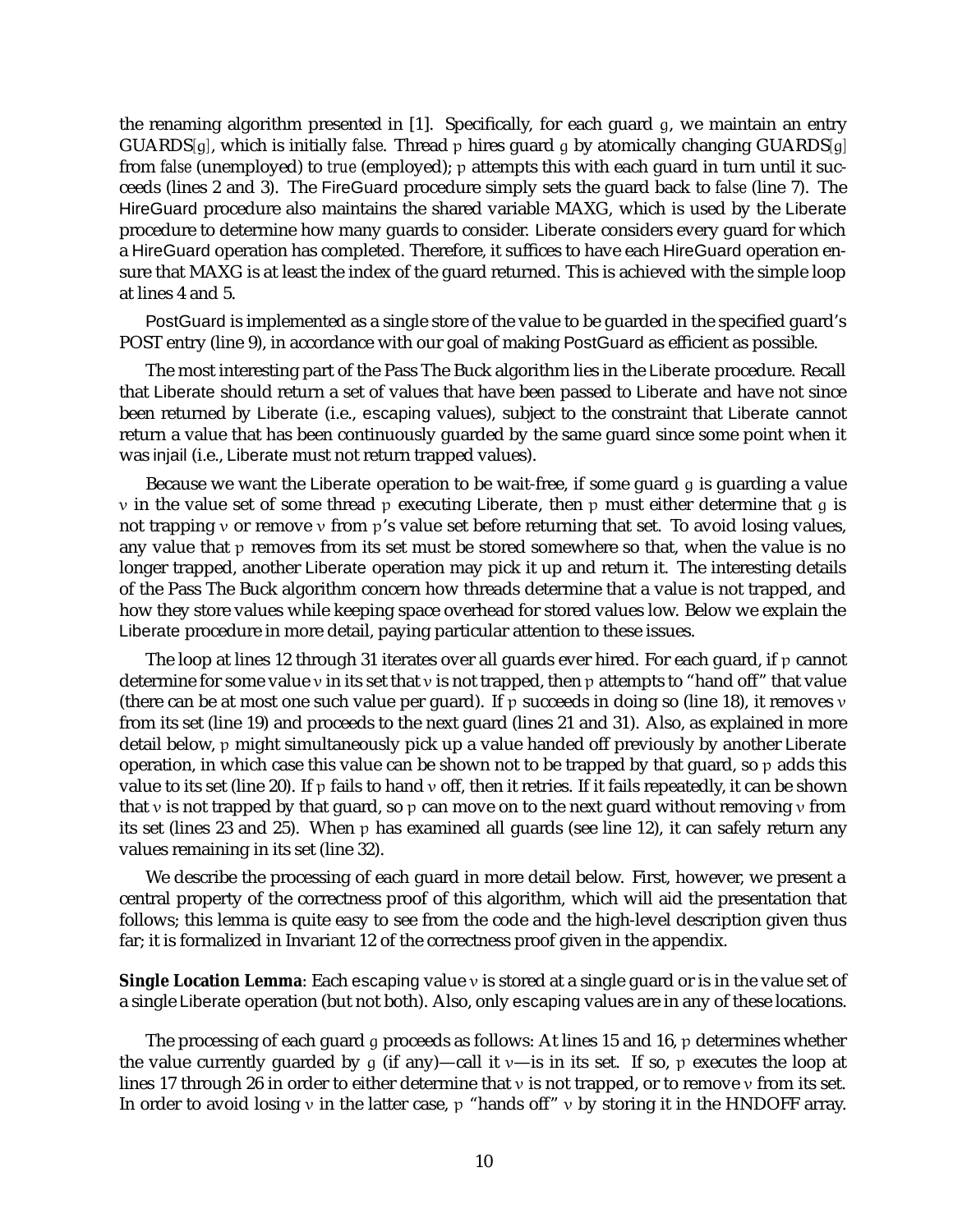the renaming algorithm presented in [1]. Specifically, for each guard $g$, we maintain an entry GUARDS[$g$], which is initially *false*. Thread $p$ hires guard $g$ by atomically changing GUARDS[$g$] from *false* (unemployed) to *true* (employed); $p$ attempts this with each guard in turn until it succeeds (lines 2 and 3). The FireGuard procedure simply sets the guard back to *false* (line 7). The HireGuard procedure also maintains the shared variable MAXG, which is used by the Liberate procedure to determine how many guards to consider. Liberate considers every guard for which a HireGuard operation has completed. Therefore, it suffices to have each HireGuard operation ensure that MAXG is at least the index of the guard returned. This is achieved with the simple loop at lines 4 and 5.

PostGuard is implemented as a single store of the value to be guarded in the specified guard's POST entry (line 9), in accordance with our goal of making PostGuard as efficient as possible.

The most interesting part of the Pass The Buck algorithm lies in the Liberate procedure. Recall that Liberate should return a set of values that have been passed to Liberate and have not since been returned by Liberate (i.e., escaping values), subject to the constraint that Liberate cannot return a value that has been continuously guarded by the same guard since some point when it was injail (i.e., Liberate must not return trapped values).

Because we want the Liberate operation to be wait-free, if some guard $g$ is guarding a value $v$ in the value set of some thread $p$ executing Liberate, then $p$ must either determine that $g$ is not trapping $v$ or remove $v$ from $p$'s value set before returning that set. To avoid losing values, any value that $p$ removes from its set must be stored somewhere so that, when the value is no longer trapped, another Liberate operation may pick it up and return it. The interesting details of the Pass The Buck algorithm concern how threads determine that a value is not trapped, and how they store values while keeping space overhead for stored values low. Below we explain the Liberate procedure in more detail, paying particular attention to these issues.

The loop at lines 12 through 31 iterates over all guards ever hired. For each guard, if $p$ cannot determine for some value $v$ in its set that $v$ is not trapped, then $p$ attempts to "hand off" that value (there can be at most one such value per guard). If $p$ succeeds in doing so (line 18), it removes $v$ from its set (line 19) and proceeds to the next guard (lines 21 and 31). Also, as explained in more detail below, $p$ might simultaneously pick up a value handed off previously by another Liberate operation, in which case this value can be shown not to be trapped by that guard, so $p$ adds this value to its set (line 20). If $p$ fails to hand $v$ off, then it retries. If it fails repeatedly, it can be shown that $v$ is not trapped by that guard, so $p$ can move on to the next guard without removing $v$ from its set (lines 23 and 25). When $p$ has examined all guards (see line 12), it can safely return any values remaining in its set (line 32).

We describe the processing of each guard in more detail below. First, however, we present a central property of the correctness proof of this algorithm, which will aid the presentation that follows; this lemma is quite easy to see from the code and the high-level description given thus far; it is formalized in Invariant 12 of the correctness proof given in the appendix.

**Single Location Lemma**: Each escaping value $v$ is stored at a single guard or is in the value set of a single Liberate operation (but not both). Also, only escaping values are in any of these locations.

The processing of each guard $g$ proceeds as follows: At lines 15 and 16, $p$ determines whether the value currently guarded by $g$ (if any)—call it $v$—is in its set. If so, $p$ executes the loop at lines 17 through 26 in order to either determine that $v$ is not trapped, or to remove $v$ from its set. In order to avoid losing $v$ in the latter case, $p$ "hands off" $v$ by storing it in the HNDOFF array.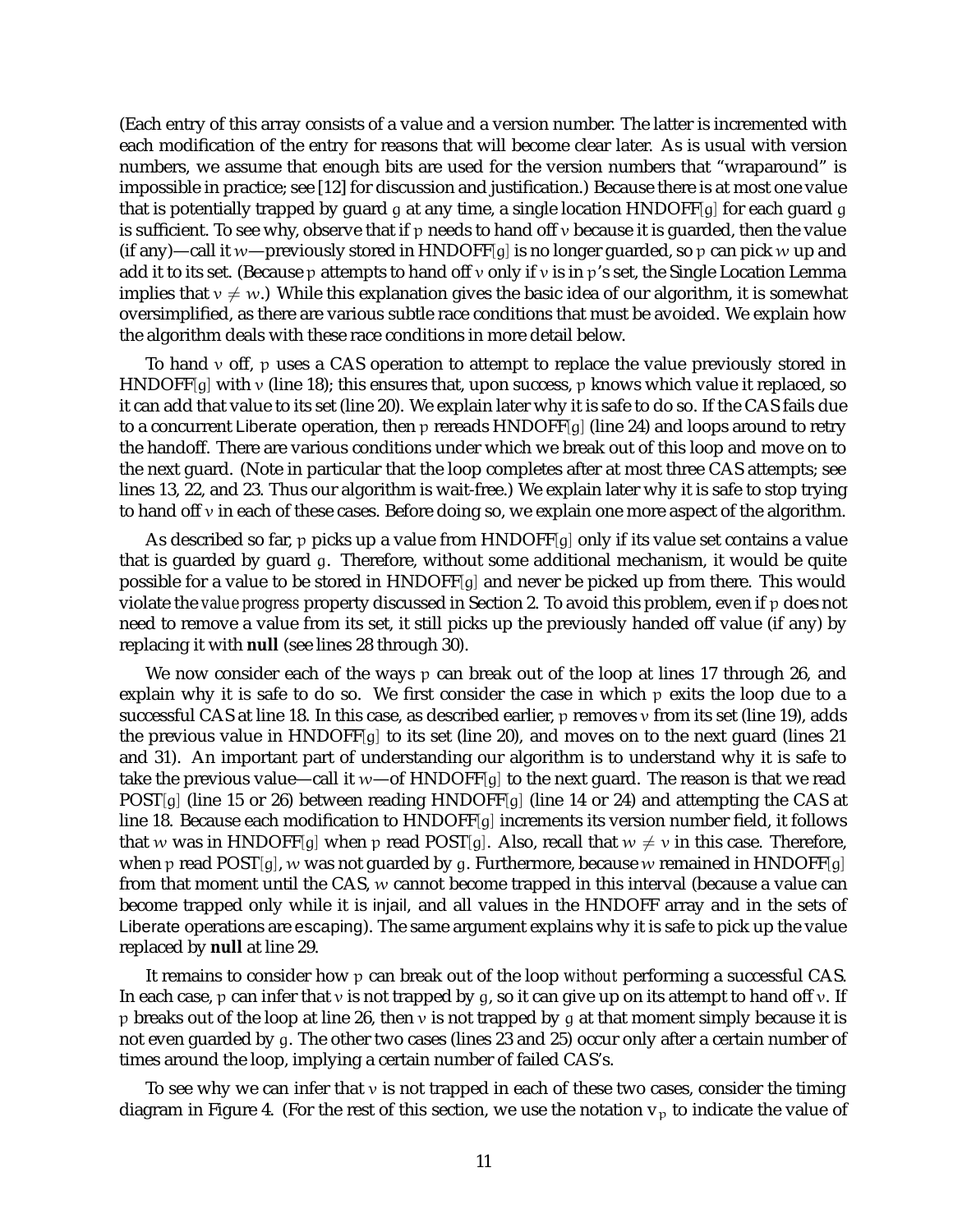(Each entry of this array consists of a value and a version number. The latter is incremented with each modification of the entry for reasons that will become clear later. As is usual with version numbers, we assume that enough bits are used for the version numbers that "wraparound" is impossible in practice; see [12] for discussion and justification.) Because there is at most one value that is potentially trapped by guard $g$ at any time, a single location HNDOFF[$g$] for each guard $g$ is sufficient. To see why, observe that if $p$ needs to hand off $v$ because it is guarded, then the value (if any)—call it $w$—previously stored in HNDOFF[$g$] is no longer guarded, so $p$ can pick $w$ up and add it to its set. (Because $p$ attempts to hand off $v$ only if $v$ is in $p$'s set, the Single Location Lemma implies that $v \neq w$.) While this explanation gives the basic idea of our algorithm, it is somewhat oversimplified, as there are various subtle race conditions that must be avoided. We explain how the algorithm deals with these race conditions in more detail below.

To hand $v$ off, $p$ uses a CAS operation to attempt to replace the value previously stored in HNDOFF[$g$] with $v$ (line 18); this ensures that, upon success, $p$ knows which value it replaced, so it can add that value to its set (line 20). We explain later why it is safe to do so. If the CAS fails due to a concurrent Liberate operation, then $p$ rereads HNDOFF[$g$] (line 24) and loops around to retry the handoff. There are various conditions under which we break out of this loop and move on to the next guard. (Note in particular that the loop completes after at most three CAS attempts; see lines 13, 22, and 23. Thus our algorithm is wait-free.) We explain later why it is safe to stop trying to hand off $v$ in each of these cases. Before doing so, we explain one more aspect of the algorithm.

As described so far, $p$ picks up a value from HNDOFF[$g$] only if its value set contains a value that is guarded by guard $g$. Therefore, without some additional mechanism, it would be quite possible for a value to be stored in HNDOFF[$g$] and never be picked up from there. This would violate the *value progress* property discussed in Section 2. To avoid this problem, even if $p$ does not need to remove a value from its set, it still picks up the previously handed off value (if any) by replacing it with **null** (see lines 28 through 30).

We now consider each of the ways $p$ can break out of the loop at lines 17 through 26, and explain why it is safe to do so. We first consider the case in which $p$ exits the loop due to a successful CAS at line 18. In this case, as described earlier, $p$ removes $v$ from its set (line 19), adds the previous value in HNDOFF[$g$] to its set (line 20), and moves on to the next guard (lines 21 and 31). An important part of understanding our algorithm is to understand why it is safe to take the previous value—call it $w$—of HNDOFF[$g$] to the next guard. The reason is that we read POST[$g$] (line 15 or 26) between reading HNDOFF[$g$] (line 14 or 24) and attempting the CAS at line 18. Because each modification to HNDOFF[$g$] increments its version number field, it follows that $w$ was in HNDOFF[$g$] when $p$ read POST[$g$]. Also, recall that $w \neq v$ in this case. Therefore, when $p$ read POST[$g$], $w$ was not guarded by $g$. Furthermore, because $w$ remained in HNDOFF[$g$] from that moment until the CAS, $w$ cannot become trapped in this interval (because a value can become trapped only while it is injail, and all values in the HNDOFF array and in the sets of Liberate operations are escaping). The same argument explains why it is safe to pick up the value replaced by **null** at line 29.

It remains to consider how $p$ can break out of the loop *without* performing a successful CAS. In each case, $p$ can infer that $v$ is not trapped by $g$, so it can give up on its attempt to hand off $v$. If $p$ breaks out of the loop at line 26, then $v$ is not trapped by $g$ at that moment simply because it is not even guarded by $g$. The other two cases (lines 23 and 25) occur only after a certain number of times around the loop, implying a certain number of failed CAS's.

To see why we can infer that $v$ is not trapped in each of these two cases, consider the timing diagram in Figure 4. (For the rest of this section, we use the notation $v_p$ to indicate the value of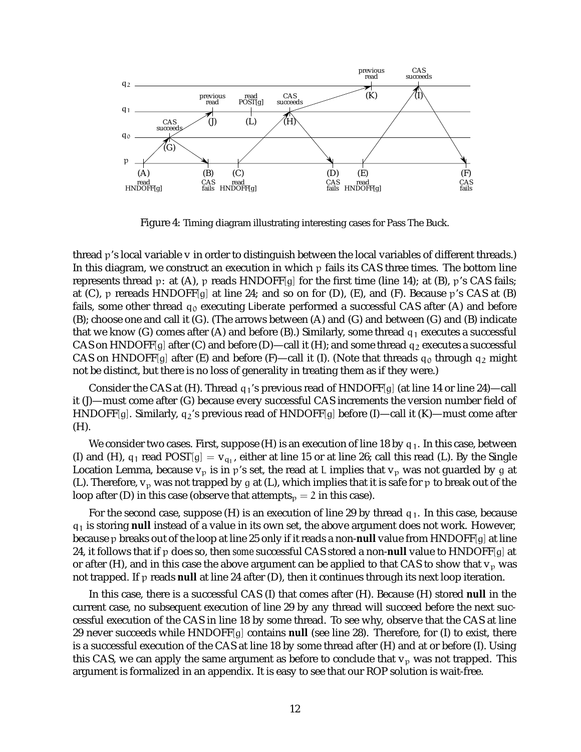Figure 4: Timing diagram illustrating interesting cases for Pass The Buck.

thread $p$'s local variable v in order to distinguish between the local variables of different threads.) In this diagram, we construct an execution in which $p$ fails its CAS three times. The bottom line represents thread $p$: at (A), $p$ reads HNDOFF[$g$] for the first time (line 14); at (B), $p$'s CAS fails; at (C), $p$ rereads HNDOFF[$g$] at line 24; and so on for (D), (E), and (F). Because $p$'s CAS at (B) fails, some other thread $q_0$ executing Liberate performed a successful CAS after (A) and before (B); choose one and call it (G). (The arrows between (A) and (G) and between (G) and (B) indicate that we know (G) comes after (A) and before (B).) Similarly, some thread $q_1$ executes a successful CAS on HNDOFF[$g$] after (C) and before (D)—call it (H); and some thread $q_2$ executes a successful CAS on HNDOFF[$g$] after (E) and before (F)—call it (I). (Note that threads $q_0$ through $q_2$ might not be distinct, but there is no loss of generality in treating them as if they were.)

Consider the CAS at (H). Thread $q_1$'s previous read of HNDOFF[$g$] (at line 14 or line 24)—call it (J)—must come after (G) because every successful CAS increments the version number field of HNDOFF[$g$]. Similarly, $q_2$'s previous read of HNDOFF[$g$] before (I)—call it (K)—must come after (H).

We consider two cases. First, suppose (H) is an execution of line 18 by $q_1$. In this case, between (I) and (H), $q_1$ read POST[$g$] $= v_{q_1}$, either at line 15 or at line 26; call this read (L). By the Single Location Lemma, because $v_p$ is in $p$'s set, the read at $L$ implies that $v_p$ was not guarded by $g$ at (L). Therefore, $v_p$ was not trapped by $g$ at (L), which implies that it is safe for $p$ to break out of the loop after (D) in this case (observe that $\text{attempts}_p = 2$ in this case).

For the second case, suppose (H) is an execution of line 29 by thread $q_1$. In this case, because $q_1$ is storing **null** instead of a value in its own set, the above argument does not work. However, because $p$ breaks out of the loop at line 25 only if it reads a non-**null** value from HNDOFF[$g$] at line 24, it follows that if $p$ does so, then *some* successful CAS stored a non-**null** value to HNDOFF[$g$] at or after (H), and in this case the above argument can be applied to that CAS to show that $v_p$ was not trapped. If $p$ reads **null** at line 24 after (D), then it continues through its next loop iteration.

In this case, there is a successful CAS (I) that comes after (H). Because (H) stored **null** in the current case, no subsequent execution of line 29 by any thread will succeed before the next successful execution of the CAS in line 18 by some thread. To see why, observe that the CAS at line 29 never succeeds while HNDOFF[$g$] contains **null** (see line 28). Therefore, for (I) to exist, there is a successful execution of the CAS at line 18 by some thread after (H) and at or before (I). Using this CAS, we can apply the same argument as before to conclude that $v_p$ was not trapped. This argument is formalized in an appendix. It is easy to see that our ROP solution is wait-free.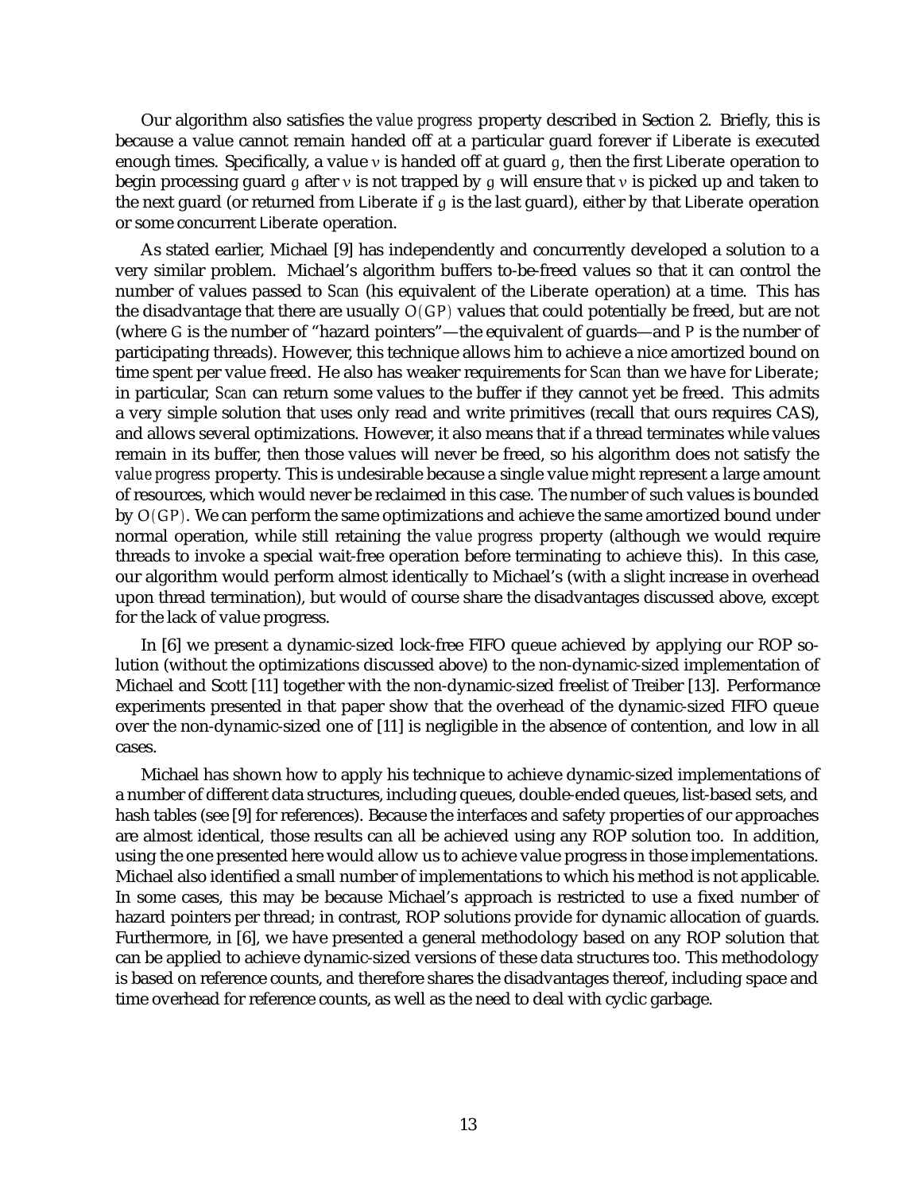Our algorithm also satisfies the *value progress* property described in Section 2. Briefly, this is because a value cannot remain handed off at a particular guard forever if Liberate is executed enough times. Specifically, a value $v$ is handed off at guard $g$, then the first Liberate operation to begin processing guard $g$ after $v$ is not trapped by $g$ will ensure that $v$ is picked up and taken to the next guard (or returned from Liberate if $g$ is the last guard), either by that Liberate operation or some concurrent Liberate operation.

As stated earlier, Michael [9] has independently and concurrently developed a solution to a very similar problem. Michael's algorithm buffers to-be-freed values so that it can control the number of values passed to *Scan* (his equivalent of the Liberate operation) at a time. This has the disadvantage that there are usually $O(GP)$ values that could potentially be freed, but are not (where $G$ is the number of "hazard pointers"—the equivalent of guards—and $P$ is the number of participating threads). However, this technique allows him to achieve a nice amortized bound on time spent per value freed. He also has weaker requirements for *Scan* than we have for Liberate; in particular, *Scan* can return some values to the buffer if they cannot yet be freed. This admits a very simple solution that uses only read and write primitives (recall that ours requires CAS), and allows several optimizations. However, it also means that if a thread terminates while values remain in its buffer, then those values will never be freed, so his algorithm does not satisfy the *value progress* property. This is undesirable because a single value might represent a large amount of resources, which would never be reclaimed in this case. The number of such values is bounded by $O(GP)$. We can perform the same optimizations and achieve the same amortized bound under normal operation, while still retaining the *value progress* property (although we would require threads to invoke a special wait-free operation before terminating to achieve this). In this case, our algorithm would perform almost identically to Michael's (with a slight increase in overhead upon thread termination), but would of course share the disadvantages discussed above, except for the lack of value progress.

In [6] we present a dynamic-sized lock-free FIFO queue achieved by applying our ROP solution (without the optimizations discussed above) to the non-dynamic-sized implementation of Michael and Scott [11] together with the non-dynamic-sized freelist of Treiber [13]. Performance experiments presented in that paper show that the overhead of the dynamic-sized FIFO queue over the non-dynamic-sized one of [11] is negligible in the absence of contention, and low in all cases.

Michael has shown how to apply his technique to achieve dynamic-sized implementations of a number of different data structures, including queues, double-ended queues, list-based sets, and hash tables (see [9] for references). Because the interfaces and safety properties of our approaches are almost identical, those results can all be achieved using any ROP solution too. In addition, using the one presented here would allow us to achieve value progress in those implementations. Michael also identified a small number of implementations to which his method is not applicable. In some cases, this may be because Michael's approach is restricted to use a fixed number of hazard pointers per thread; in contrast, ROP solutions provide for dynamic allocation of guards. Furthermore, in [6], we have presented a general methodology based on any ROP solution that can be applied to achieve dynamic-sized versions of these data structures too. This methodology is based on reference counts, and therefore shares the disadvantages thereof, including space and time overhead for reference counts, as well as the need to deal with cyclic garbage.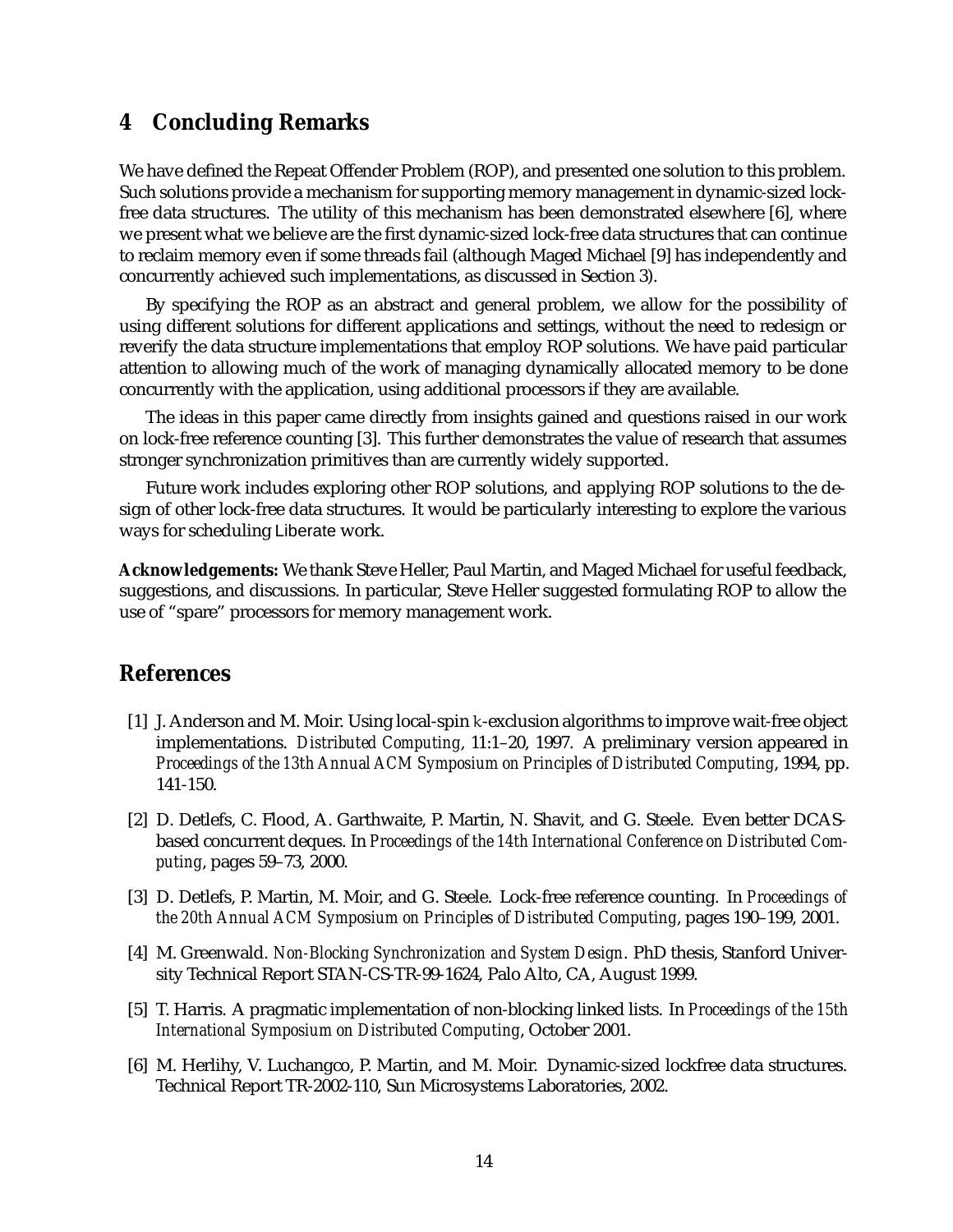## 4 Concluding Remarks

We have defined the Repeat Offender Problem (ROP), and presented one solution to this problem. Such solutions provide a mechanism for supporting memory management in dynamic-sized lock-free data structures. The utility of this mechanism has been demonstrated elsewhere [6], where we present what we believe are the first dynamic-sized lock-free data structures that can continue to reclaim memory even if some threads fail (although Maged Michael [9] has independently and concurrently achieved such implementations, as discussed in Section 3).

By specifying the ROP as an abstract and general problem, we allow for the possibility of using different solutions for different applications and settings, without the need to redesign or reverify the data structure implementations that employ ROP solutions. We have paid particular attention to allowing much of the work of managing dynamically allocated memory to be done concurrently with the application, using additional processors if they are available.

The ideas in this paper came directly from insights gained and questions raised in our work on lock-free reference counting [3]. This further demonstrates the value of research that assumes stronger synchronization primitives than are currently widely supported.

Future work includes exploring other ROP solutions, and applying ROP solutions to the design of other lock-free data structures. It would be particularly interesting to explore the various ways for scheduling Liberate work.

**Acknowledgements:** We thank Steve Heller, Paul Martin, and Maged Michael for useful feedback, suggestions, and discussions. In particular, Steve Heller suggested formulating ROP to allow the use of "spare" processors for memory management work.

## References

[1] J. Anderson and M. Moir. Using local-spin $k$-exclusion algorithms to improve wait-free object implementations. *Distributed Computing*, 11:1–20, 1997. A preliminary version appeared in *Proceedings of the 13th Annual ACM Symposium on Principles of Distributed Computing*, 1994, pp. 141-150.

[2] D. Detlefs, C. Flood, A. Garthwaite, P. Martin, N. Shavit, and G. Steele. Even better DCAS-based concurrent deques. In *Proceedings of the 14th International Conference on Distributed Computing*, pages 59–73, 2000.

[3] D. Detlefs, P. Martin, M. Moir, and G. Steele. Lock-free reference counting. In *Proceedings of the 20th Annual ACM Symposium on Principles of Distributed Computing*, pages 190–199, 2001.

[4] M. Greenwald. *Non-Blocking Synchronization and System Design*. PhD thesis, Stanford University Technical Report STAN-CS-TR-99-1624, Palo Alto, CA, August 1999.

[5] T. Harris. A pragmatic implementation of non-blocking linked lists. In *Proceedings of the 15th International Symposium on Distributed Computing*, October 2001.

[6] M. Herlihy, V. Luchangco, P. Martin, and M. Moir. Dynamic-sized lockfree data structures. Technical Report TR-2002-110, Sun Microsystems Laboratories, 2002.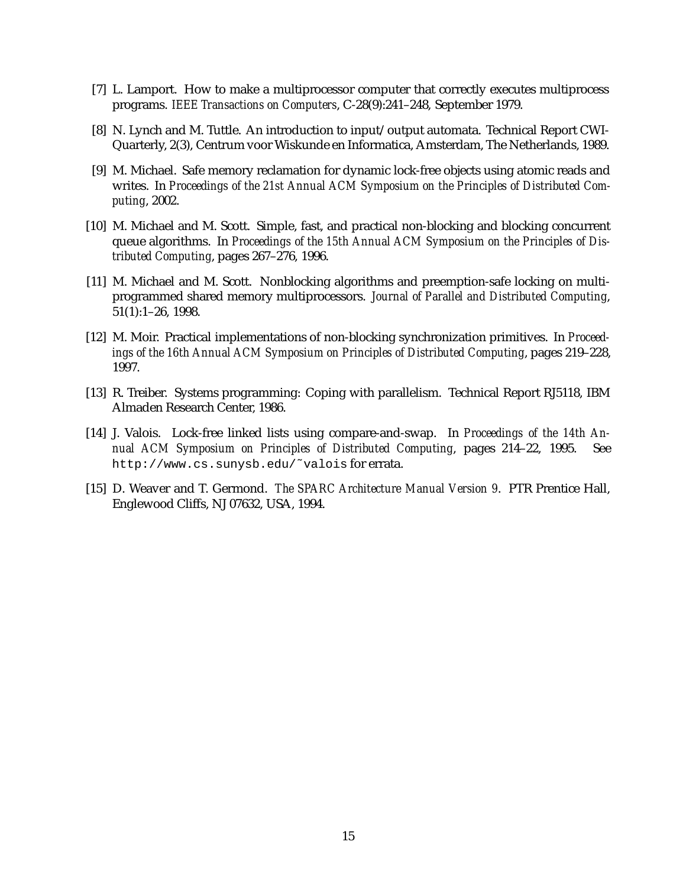[7] L. Lamport. How to make a multiprocessor computer that correctly executes multiprocess programs. *IEEE Transactions on Computers*, C-28(9):241–248, September 1979.

[8] N. Lynch and M. Tuttle. An introduction to input/output automata. Technical Report CWI-Quarterly, 2(3), Centrum voor Wiskunde en Informatica, Amsterdam, The Netherlands, 1989.

[9] M. Michael. Safe memory reclamation for dynamic lock-free objects using atomic reads and writes. In *Proceedings of the 21st Annual ACM Symposium on the Principles of Distributed Computing*, 2002.

[10] M. Michael and M. Scott. Simple, fast, and practical non-blocking and blocking concurrent queue algorithms. In *Proceedings of the 15th Annual ACM Symposium on the Principles of Distributed Computing*, pages 267–276, 1996.

[11] M. Michael and M. Scott. Nonblocking algorithms and preemption-safe locking on multiprogrammed shared memory multiprocessors. *Journal of Parallel and Distributed Computing*, 51(1):1–26, 1998.

[12] M. Moir. Practical implementations of non-blocking synchronization primitives. In *Proceedings of the 16th Annual ACM Symposium on Principles of Distributed Computing*, pages 219–228, 1997.

[13] R. Treiber. Systems programming: Coping with parallelism. Technical Report RJ5118, IBM Almaden Research Center, 1986.

[14] J. Valois. Lock-free linked lists using compare-and-swap. In *Proceedings of the 14th Annual ACM Symposium on Principles of Distributed Computing*, pages 214–22, 1995. See `http://www.cs.sunysb.edu/~valois` for errata.

[15] D. Weaver and T. Germond. *The SPARC Architecture Manual Version 9*. PTR Prentice Hall, Englewood Cliffs, NJ 07632, USA, 1994.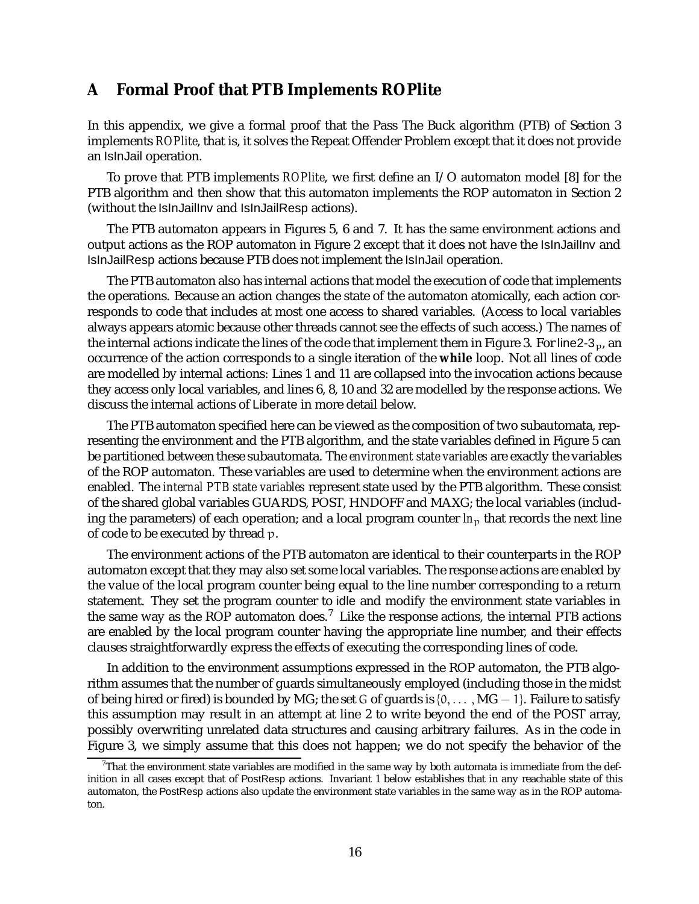# A Formal Proof that PTB Implements ROPlite

In this appendix, we give a formal proof that the Pass The Buck algorithm (PTB) of Section 3 implements *ROPlite*, that is, it solves the Repeat Offender Problem except that it does not provide an IsInJail operation.

To prove that PTB implements *ROPlite*, we first define an I/O automaton model [8] for the PTB algorithm and then show that this automaton implements the ROP automaton in Section 2 (without the IsInJailInv and IsInJailResp actions).

The PTB automaton appears in Figures 5, 6 and 7. It has the same environment actions and output actions as the ROP automaton in Figure 2 except that it does not have the IsInJailInv and IsInJailResp actions because PTB does not implement the IsInJail operation.

The PTB automaton also has internal actions that model the execution of code that implements the operations. Because an action changes the state of the automaton atomically, each action corresponds to code that includes at most one access to shared variables. (Access to local variables always appears atomic because other threads cannot see the effects of such access.) The names of the internal actions indicate the lines of the code that implement them in Figure 3. For line2-3$_p$, an occurrence of the action corresponds to a single iteration of the **while** loop. Not all lines of code are modelled by internal actions: Lines 1 and 11 are collapsed into the invocation actions because they access only local variables, and lines 6, 8, 10 and 32 are modelled by the response actions. We discuss the internal actions of Liberate in more detail below.

The PTB automaton specified here can be viewed as the composition of two subautomata, representing the environment and the PTB algorithm, and the state variables defined in Figure 5 can be partitioned between these subautomata. The *environment state variables* are exactly the variables of the ROP automaton. These variables are used to determine when the environment actions are enabled. The *internal PTB state variables* represent state used by the PTB algorithm. These consist of the shared global variables GUARDS, POST, HNDOFF and MAXG; the local variables (including the parameters) of each operation; and a local program counter $ln_p$ that records the next line of code to be executed by thread $p$.

The environment actions of the PTB automaton are identical to their counterparts in the ROP automaton except that they may also set some local variables. The response actions are enabled by the value of the local program counter being equal to the line number corresponding to a return statement. They set the program counter to idle and modify the environment state variables in the same way as the ROP automaton does.[7] Like the response actions, the internal PTB actions are enabled by the local program counter having the appropriate line number, and their effects clauses straightforwardly express the effects of executing the corresponding lines of code.

In addition to the environment assumptions expressed in the ROP automaton, the PTB algorithm assumes that the number of guards simultaneously employed (including those in the midst of being hired or fired) is bounded by MG; the set $G$ of guards is $\{0, \ldots, \text{MG} - 1\}$. Failure to satisfy this assumption may result in an attempt at line 2 to write beyond the end of the POST array, possibly overwriting unrelated data structures and causing arbitrary failures. As in the code in Figure 3, we simply assume that this does not happen; we do not specify the behavior of the

[7] That the environment state variables are modified in the same way by both automata is immediate from the definition in all cases except that of PostResp actions. Invariant 1 below establishes that in any reachable state of this automaton, the PostResp actions also update the environment state variables in the same way as in the ROP automaton.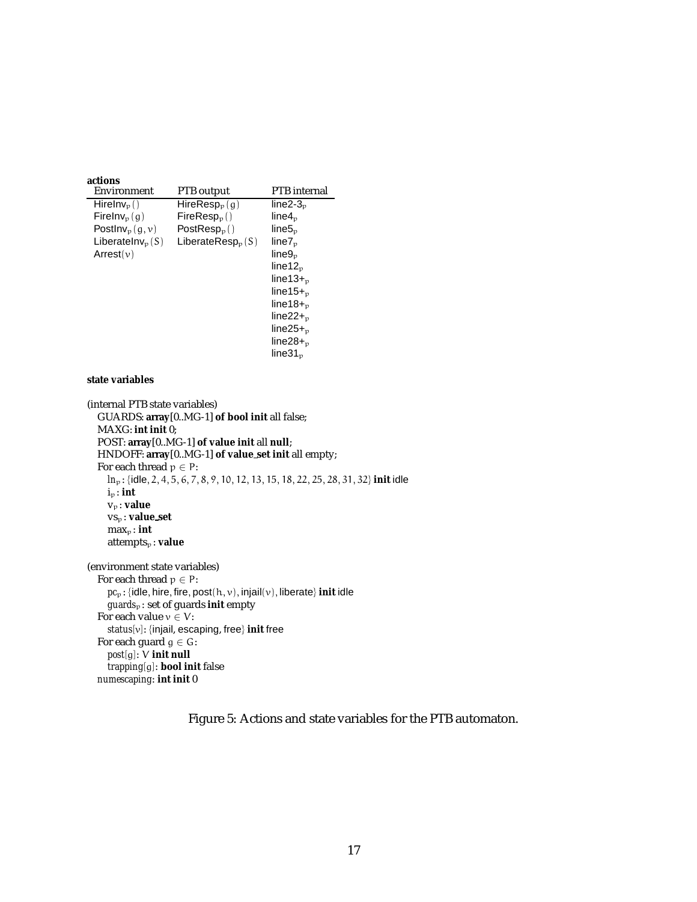**actions**

| Environment | PTB output | PTB internal |
|---|---|---|
| $\text{HireInv}_p()$ | $\text{HireResp}_p(g)$ | $\text{line2-3}_p$ |
| $\text{FireInv}_p(g)$ | $\text{FireResp}_p()$ | $\text{line4}_p$ |
| $\text{PostInv}_p(g, v)$ | $\text{PostResp}_p()$ | $\text{line5}_p$ |
| $\text{LiberateInv}_p(S)$ | $\text{LiberateResp}_p(S)$ | $\text{line7}_p$ |
| $\text{Arrest}(v)$ | | $\text{line9}_p$ |
| | | $\text{line12}_p$ |
| | | $\text{line13+}_p$ |
| | | $\text{line15+}_p$ |
| | | $\text{line18+}_p$ |
| | | $\text{line22+}_p$ |
| | | $\text{line25+}_p$ |
| | | $\text{line28+}_p$ |
| | | $\text{line31}_p$ |

**state variables**

(internal PTB state variables)
GUARDS: **array**[0..MG-1] **of bool init** all false;
MAXG: **int init** 0;
POST: **array**[0..MG-1] **of value init** all **null**;
HNDOFF: **array**[0..MG-1] **of value_set init** all empty;
For each thread $p \in P$:
$\text{ln}_p$ : {idle, 2, 4, 5, 6, 7, 8, 9, 10, 12, 13, 15, 18, 22, 25, 28, 31, 32} **init** idle
$\text{i}_p$ : **int**
$\text{v}_p$ : **value**
$\text{vs}_p$ : **value_set**
$\text{max}_p$ : **int**
$\text{attempts}_p$ : **value**

(environment state variables)
For each thread $p \in P$:
$pc_p$ : {idle, hire, fire, post$(h, v)$, injail$(v)$, liberate} **init** idle
$guards_p$ : set of guards **init** empty
For each value $v \in V$:
$status[v]$: {injail, escaping, free} **init** free
For each guard $g \in G$:
$post[g]$: $V$ **init null**
$trapping[g]$: **bool init** false
$numescaping$: **int init** 0

Figure 5: Actions and state variables for the PTB automaton.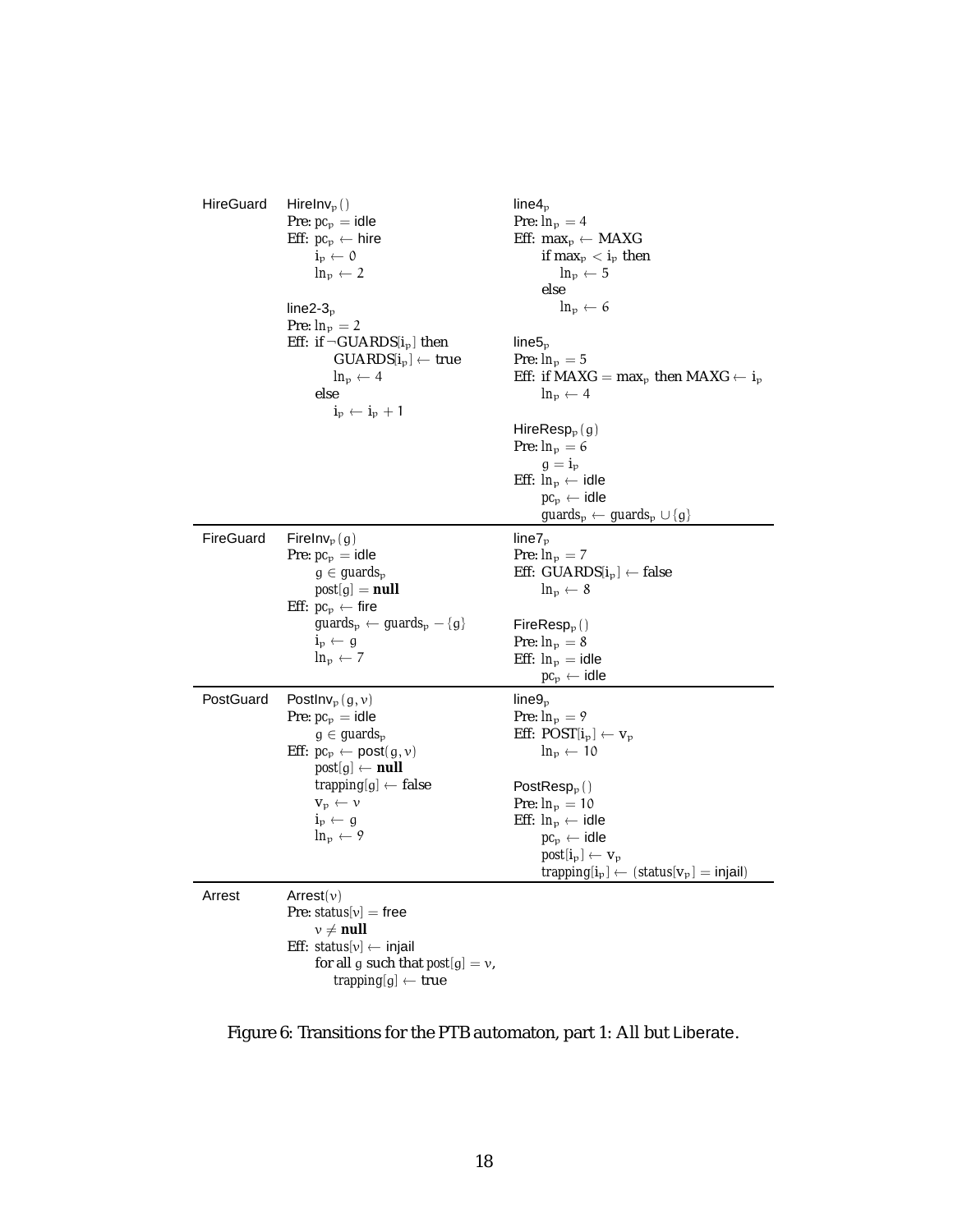| | | |
|---|---|---|
| HireGuard | HireInv$_p$()<br>Pre: $pc_p$ = idle<br>Eff: $pc_p \leftarrow$ hire<br>$\quad i_p \leftarrow 0$<br>$\quad ln_p \leftarrow 2$<br><br>line2-3$_p$<br>Pre: $ln_p = 2$<br>Eff: if $\neg$GUARDS[$i_p$] then<br>$\quad\quad$ GUARDS[$i_p$] $\leftarrow$ true<br>$\quad\quad ln_p \leftarrow 4$<br>$\quad$ else<br>$\quad\quad i_p \leftarrow i_p + 1$ | line4$_p$<br>Pre: $ln_p = 4$<br>Eff: $max_p \leftarrow$ MAXG<br>$\quad$ if $max_p < i_p$ then<br>$\quad\quad ln_p \leftarrow 5$<br>$\quad$ else<br>$\quad\quad ln_p \leftarrow 6$<br><br>line5$_p$<br>Pre: $ln_p = 5$<br>Eff: if MAXG $= max_p$ then MAXG $\leftarrow i_p$<br>$\quad ln_p \leftarrow 4$<br><br>HireResp$_p$($g$)<br>Pre: $ln_p = 6$<br>$\quad g = i_p$<br>Eff: $ln_p \leftarrow$ idle<br>$\quad pc_p \leftarrow$ idle<br>$\quad guards_p \leftarrow guards_p \cup \{g\}$ |
| FireGuard | FireInv$_p$($g$)<br>Pre: $pc_p$ = idle<br>$\quad g \in guards_p$<br>$\quad post[g] =$ **null**<br>Eff: $pc_p \leftarrow$ fire<br>$\quad guards_p \leftarrow guards_p - \{g\}$<br>$\quad i_p \leftarrow g$<br>$\quad ln_p \leftarrow 7$ | line7$_p$<br>Pre: $ln_p = 7$<br>Eff: GUARDS[$i_p$] $\leftarrow$ false<br>$\quad ln_p \leftarrow 8$<br><br>FireResp$_p$()<br>Pre: $ln_p = 8$<br>Eff: $ln_p$ = idle<br>$\quad pc_p \leftarrow$ idle |
| PostGuard | PostInv$_p$($g, v$)<br>Pre: $pc_p$ = idle<br>$\quad g \in guards_p$<br>Eff: $pc_p \leftarrow$ post($g, v$)<br>$\quad post[g] \leftarrow$ **null**<br>$\quad trapping[g] \leftarrow$ false<br>$\quad v_p \leftarrow v$<br>$\quad i_p \leftarrow g$<br>$\quad ln_p \leftarrow 9$ | line9$_p$<br>Pre: $ln_p = 9$<br>Eff: POST[$i_p$] $\leftarrow v_p$<br>$\quad ln_p \leftarrow 10$<br><br>PostResp$_p$()<br>Pre: $ln_p = 10$<br>Eff: $ln_p \leftarrow$ idle<br>$\quad pc_p \leftarrow$ idle<br>$\quad post[i_p] \leftarrow v_p$<br>$\quad trapping[i_p] \leftarrow (status[v_p] =$ injail$)$ |
| Arrest | Arrest($v$)<br>Pre: $status[v]$ = free<br>$\quad v \neq$ **null**<br>Eff: $status[v] \leftarrow$ injail<br>$\quad$ for all $g$ such that $post[g] = v$,<br>$\quad\quad trapping[g] \leftarrow$ true | |

Figure 6: Transitions for the PTB automaton, part 1: All but Liberate.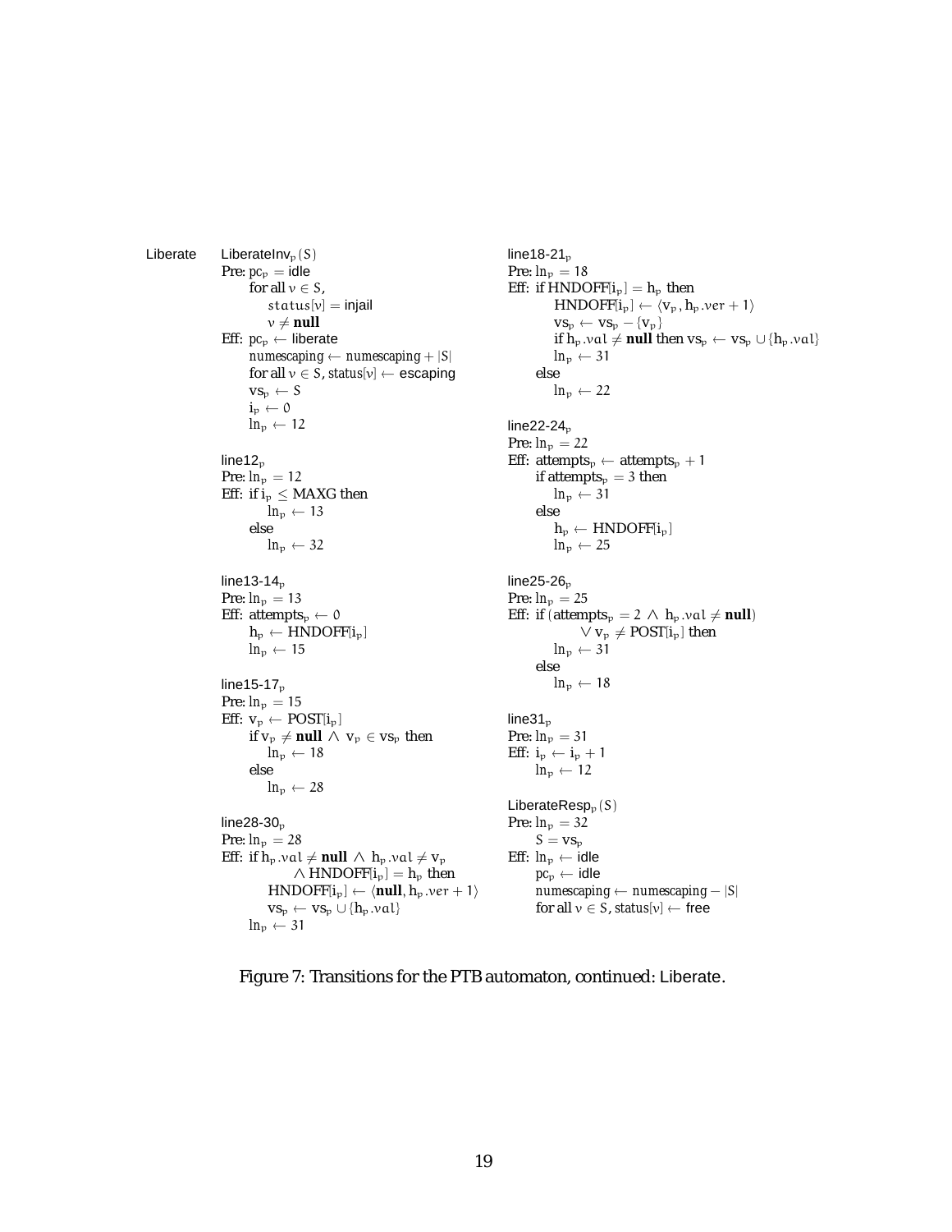**Liberate**

$\mathsf{LiberateInv}_p(S)$
Pre: $pc_p = \mathsf{idle}$
  for all $v \in S$,
    $status[v] = \mathsf{injail}$
    $v \neq \mathbf{null}$
Eff: $pc_p \leftarrow \mathsf{liberate}$
  $numescaping \leftarrow numescaping + |S|$
  for all $v \in S$, $status[v] \leftarrow \mathsf{escaping}$
  $vs_p \leftarrow S$
  $i_p \leftarrow 0$
  $ln_p \leftarrow 12$

$\mathsf{line12}_p$
Pre: $ln_p = 12$
Eff: if $i_p \leq \text{MAXG}$ then
    $ln_p \leftarrow 13$
  else
    $ln_p \leftarrow 32$

$\mathsf{line13\text{-}14}_p$
Pre: $ln_p = 13$
Eff: $attempts_p \leftarrow 0$
  $h_p \leftarrow \text{HNDOFF}[i_p]$
  $ln_p \leftarrow 15$

$\mathsf{line15\text{-}17}_p$
Pre: $ln_p = 15$
Eff: $v_p \leftarrow \text{POST}[i_p]$
  if $v_p \neq \mathbf{null} \wedge v_p \in vs_p$ then
    $ln_p \leftarrow 18$
  else
    $ln_p \leftarrow 28$

$\mathsf{line28\text{-}30}_p$
Pre: $ln_p = 28$
Eff: if $h_p.val \neq \mathbf{null} \wedge h_p.val \neq v_p$
      $\wedge\ \text{HNDOFF}[i_p] = h_p$ then
    $\text{HNDOFF}[i_p] \leftarrow \langle \mathbf{null}, h_p.ver + 1 \rangle$
    $vs_p \leftarrow vs_p \cup \{h_p.val\}$
  $ln_p \leftarrow 31$

$\mathsf{line18\text{-}21}_p$
Pre: $ln_p = 18$
Eff: if $\text{HNDOFF}[i_p] = h_p$ then
    $\text{HNDOFF}[i_p] \leftarrow \langle v_p, h_p.ver + 1 \rangle$
    $vs_p \leftarrow vs_p - \{v_p\}$
    if $h_p.val \neq \mathbf{null}$ then $vs_p \leftarrow vs_p \cup \{h_p.val\}$
    $ln_p \leftarrow 31$
  else
    $ln_p \leftarrow 22$

$\mathsf{line22\text{-}24}_p$
Pre: $ln_p = 22$
Eff: $attempts_p \leftarrow attempts_p + 1$
  if $attempts_p = 3$ then
    $ln_p \leftarrow 31$
  else
    $h_p \leftarrow \text{HNDOFF}[i_p]$
    $ln_p \leftarrow 25$

$\mathsf{line25\text{-}26}_p$
Pre: $ln_p = 25$
Eff: if $(attempts_p = 2 \wedge h_p.val \neq \mathbf{null})$
      $\vee\ v_p \neq \text{POST}[i_p]$ then
    $ln_p \leftarrow 31$
  else
    $ln_p \leftarrow 18$

$\mathsf{line31}_p$
Pre: $ln_p = 31$
Eff: $i_p \leftarrow i_p + 1$
  $ln_p \leftarrow 12$

$\mathsf{LiberateResp}_p(S)$
Pre: $ln_p = 32$
  $S = vs_p$
Eff: $ln_p \leftarrow \mathsf{idle}$
  $pc_p \leftarrow \mathsf{idle}$
  $numescaping \leftarrow numescaping - |S|$
  for all $v \in S$, $status[v] \leftarrow \mathsf{free}$

Figure 7: Transitions for the PTB automaton, continued: Liberate.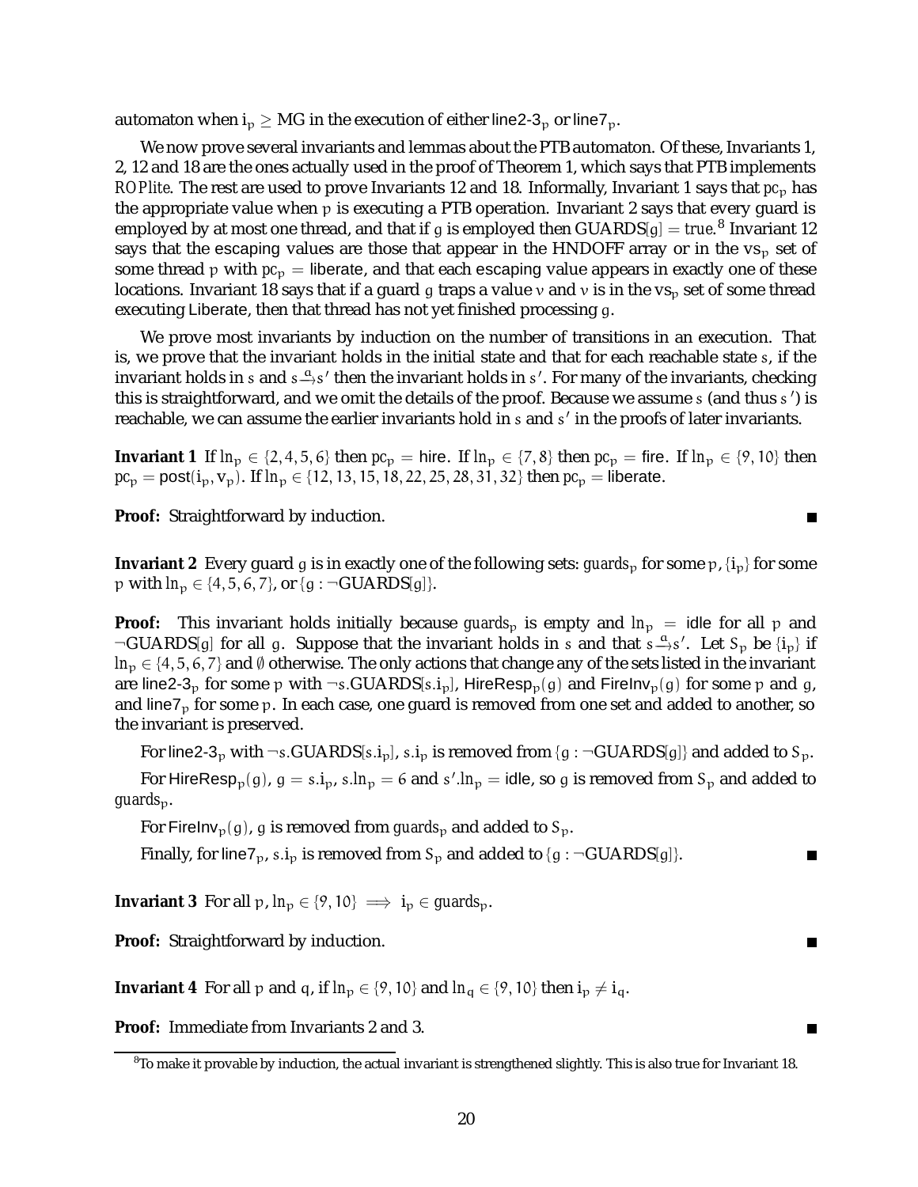automaton when $i_p \geq MG$ in the execution of either line2-3$_p$ or line7$_p$.

We now prove several invariants and lemmas about the PTB automaton. Of these, Invariants 1, 2, 12 and 18 are the ones actually used in the proof of Theorem 1, which says that PTB implements *ROPlite*. The rest are used to prove Invariants 12 and 18. Informally, Invariant 1 says that $pc_p$ has the appropriate value when $p$ is executing a PTB operation. Invariant 2 says that every guard is employed by at most one thread, and that if $g$ is employed then $\text{GUARDS}[g] = true$.[8] Invariant 12 says that the escaping values are those that appear in the HNDOFF array or in the $vs_p$ set of some thread $p$ with $pc_p =$ liberate, and that each escaping value appears in exactly one of these locations. Invariant 18 says that if a guard $g$ traps a value $v$ and $v$ is in the $vs_p$ set of some thread executing Liberate, then that thread has not yet finished processing $g$.

We prove most invariants by induction on the number of transitions in an execution. That is, we prove that the invariant holds in the initial state and that for each reachable state $s$, if the invariant holds in $s$ and $s \xrightarrow{a} s'$ then the invariant holds in $s'$. For many of the invariants, checking this is straightforward, and we omit the details of the proof. Because we assume $s$ (and thus $s'$) is reachable, we can assume the earlier invariants hold in $s$ and $s'$ in the proofs of later invariants.

**Invariant 1** If $ln_p \in \{2, 4, 5, 6\}$ then $pc_p =$ hire. If $ln_p \in \{7, 8\}$ then $pc_p =$ fire. If $ln_p \in \{9, 10\}$ then $pc_p = \text{post}(i_p, v_p)$. If $ln_p \in \{12, 13, 15, 18, 22, 25, 28, 31, 32\}$ then $pc_p =$ liberate.

**Proof:** Straightforward by induction. ∎

**Invariant 2** Every guard $g$ is in exactly one of the following sets: $guards_p$ for some $p$, $\{i_p\}$ for some $p$ with $ln_p \in \{4, 5, 6, 7\}$, or $\{g : \neg\text{GUARDS}[g]\}$.

**Proof:** This invariant holds initially because $guards_p$ is empty and $ln_p =$ idle for all $p$ and $\neg\text{GUARDS}[g]$ for all $g$. Suppose that the invariant holds in $s$ and that $s \xrightarrow{a} s'$. Let $S_p$ be $\{i_p\}$ if $ln_p \in \{4, 5, 6, 7\}$ and $\emptyset$ otherwise. The only actions that change any of the sets listed in the invariant are line2-3$_p$ for some $p$ with $\neg s.\text{GUARDS}[s.i_p]$, HireResp$_p(g)$ and FireInv$_p(g)$ for some $p$ and $g$, and line7$_p$ for some $p$. In each case, one guard is removed from one set and added to another, so the invariant is preserved.

For line2-3$_p$ with $\neg s.\text{GUARDS}[s.i_p]$, $s.i_p$ is removed from $\{g : \neg\text{GUARDS}[g]\}$ and added to $S_p$.

For HireResp$_p(g)$, $g = s.i_p$, $s.ln_p = 6$ and $s'.ln_p =$ idle, so $g$ is removed from $S_p$ and added to $guards_p$.

For FireInv$_p(g)$, $g$ is removed from $guards_p$ and added to $S_p$.

Finally, for line7$_p$, $s.i_p$ is removed from $S_p$ and added to $\{g : \neg\text{GUARDS}[g]\}$. ∎

**Invariant 3** For all $p$, $ln_p \in \{9, 10\} \implies i_p \in guards_p$.

**Proof:** Straightforward by induction. ∎

**Invariant 4** For all $p$ and $q$, if $ln_p \in \{9, 10\}$ and $ln_q \in \{9, 10\}$ then $i_p \neq i_q$.

**Proof:** Immediate from Invariants 2 and 3. ∎

[8] To make it provable by induction, the actual invariant is strengthened slightly. This is also true for Invariant 18.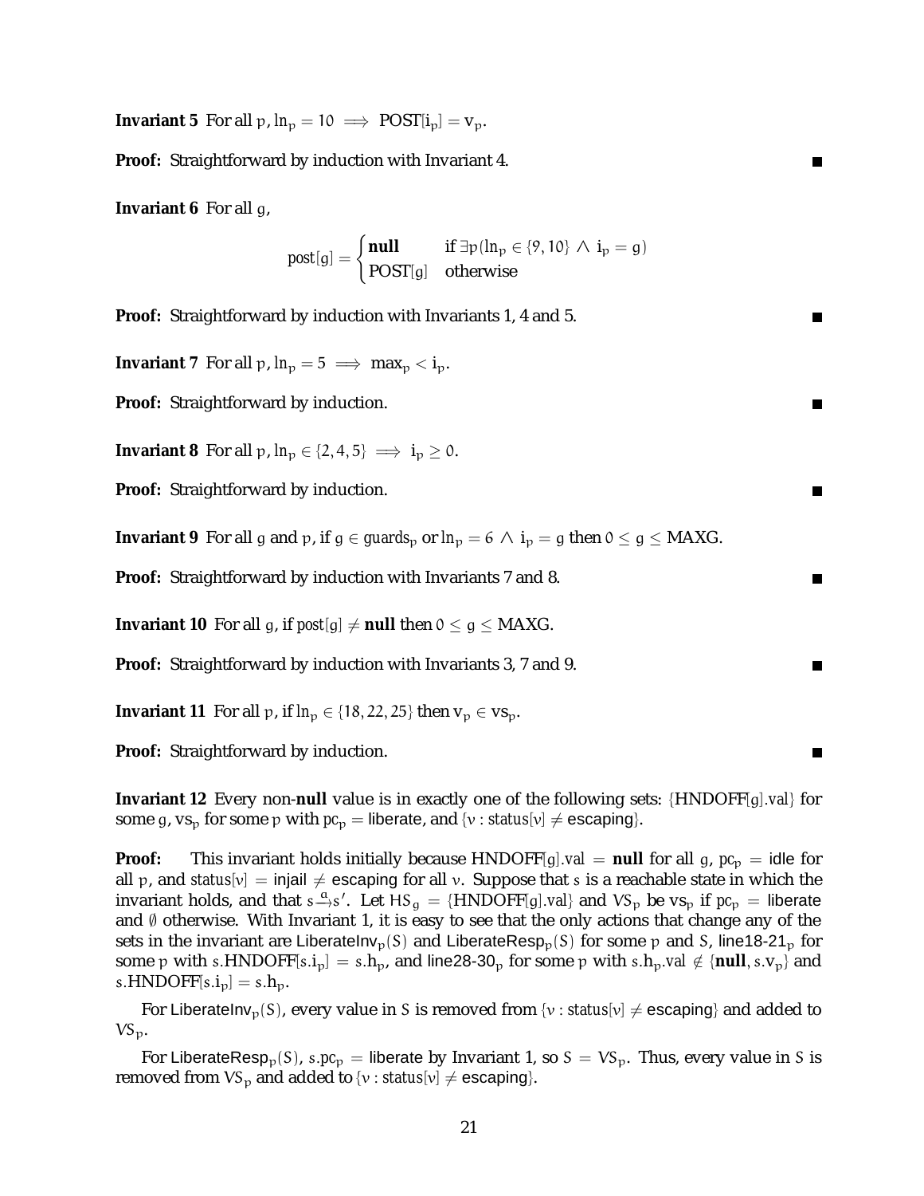**Invariant 5** For all $p$, $ln_p = 10 \implies \text{POST}[i_p] = v_p$.

**Proof:** Straightforward by induction with Invariant 4. ∎

**Invariant 6** For all $g$,

$$post[g] = \begin{cases} \textbf{null} & \text{if } \exists p(ln_p \in \{9, 10\} \wedge i_p = g) \\ \text{POST}[g] & \text{otherwise} \end{cases}$$

**Proof:** Straightforward by induction with Invariants 1, 4 and 5. ∎

**Invariant 7** For all $p$, $ln_p = 5 \implies \max_p < i_p$.

**Proof:** Straightforward by induction. ∎

**Invariant 8** For all $p$, $ln_p \in \{2, 4, 5\} \implies i_p \geq 0$.

**Proof:** Straightforward by induction. ∎

**Invariant 9** For all $g$ and $p$, if $g \in guards_p$ or $ln_p = 6 \wedge i_p = g$ then $0 \leq g \leq \text{MAXG}$.

**Proof:** Straightforward by induction with Invariants 7 and 8. ∎

**Invariant 10** For all $g$, if $post[g] \neq \textbf{null}$ then $0 \leq g \leq \text{MAXG}$.

**Proof:** Straightforward by induction with Invariants 3, 7 and 9. ∎

**Invariant 11** For all $p$, if $ln_p \in \{18, 22, 25\}$ then $v_p \in vs_p$.

**Proof:** Straightforward by induction. ∎

**Invariant 12** Every non-**null** value is in exactly one of the following sets: $\{\text{HNDOFF}[g].val\}$ for some $g$, $vs_p$ for some $p$ with $pc_p = \text{liberate}$, and $\{v : status[v] \neq \text{escaping}\}$.

**Proof:** This invariant holds initially because $\text{HNDOFF}[g].val = \textbf{null}$ for all $g$, $pc_p = \text{idle}$ for all $p$, and $status[v] = \text{injail} \neq \text{escaping}$ for all $v$. Suppose that $s$ is a reachable state in which the invariant holds, and that $s \xrightarrow{a} s'$. Let $HS_g = \{\text{HNDOFF}[g].val\}$ and $VS_p$ be $vs_p$ if $pc_p = \text{liberate}$ and $\emptyset$ otherwise. With Invariant 1, it is easy to see that the only actions that change any of the sets in the invariant are $\text{LiberateInv}_p(S)$ and $\text{LiberateResp}_p(S)$ for some $p$ and $S$, line18-21$_p$ for some $p$ with $s.\text{HNDOFF}[s.i_p] = s.h_p$, and line28-30$_p$ for some $p$ with $s.h_p.val \notin \{\textbf{null}, s.v_p\}$ and $s.\text{HNDOFF}[s.i_p] = s.h_p$.

For $\text{LiberateInv}_p(S)$, every value in $S$ is removed from $\{v : status[v] \neq \text{escaping}\}$ and added to $VS_p$.

For $\text{LiberateResp}_p(S)$, $s.pc_p = \text{liberate}$ by Invariant 1, so $S = VS_p$. Thus, every value in $S$ is removed from $VS_p$ and added to $\{v : status[v] \neq \text{escaping}\}$.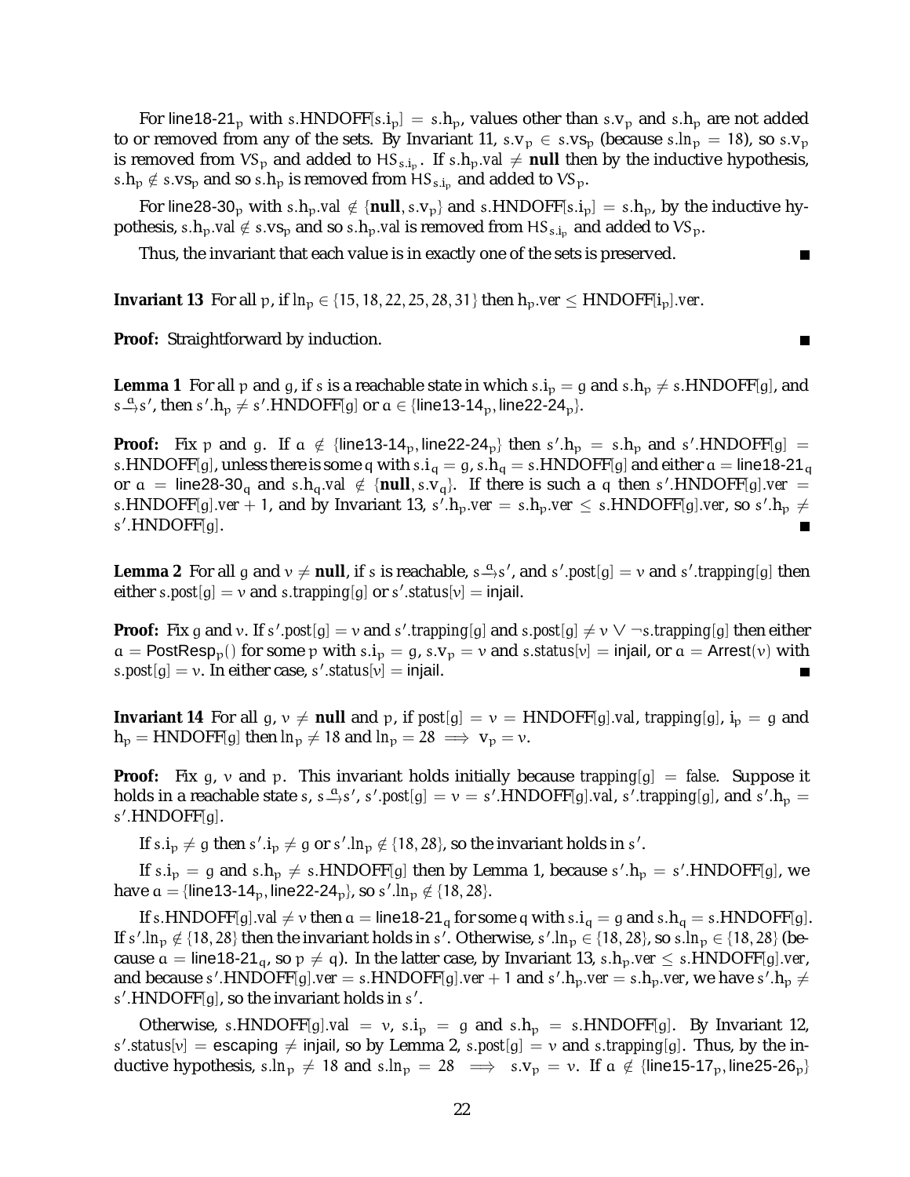For line18-21$_p$ with $s.\text{HNDOFF}[s.i_p] = s.h_p$, values other than $s.v_p$ and $s.h_p$ are not added to or removed from any of the sets. By Invariant 11, $s.v_p \in s.vs_p$ (because $s.ln_p = 18$), so $s.v_p$ is removed from $VS_p$ and added to $HS_{s.i_p}$. If $s.h_p.val \neq \textbf{null}$ then by the inductive hypothesis, $s.h_p \notin s.vs_p$ and so $s.h_p$ is removed from $HS_{s.i_p}$ and added to $VS_p$.

For line28-30$_p$ with $s.h_p.val \notin \{\textbf{null}, s.v_p\}$ and $s.\text{HNDOFF}[s.i_p] = s.h_p$, by the inductive hypothesis, $s.h_p.val \notin s.vs_p$ and so $s.h_p.val$ is removed from $HS_{s.i_p}$ and added to $VS_p$.

Thus, the invariant that each value is in exactly one of the sets is preserved. ∎

**Invariant 13** For all $p$, if $ln_p \in \{15, 18, 22, 25, 28, 31\}$ then $h_p.ver \leq \text{HNDOFF}[i_p].ver$.

**Proof:** Straightforward by induction. ∎

**Lemma 1** For all $p$ and $g$, if $s$ is a reachable state in which $s.i_p = g$ and $s.h_p \neq s.\text{HNDOFF}[g]$, and $s \xrightarrow{a} s'$, then $s'.h_p \neq s'.\text{HNDOFF}[g]$ or $a \in \{\text{line13-14}_p, \text{line22-24}_p\}$.

**Proof:** Fix $p$ and $g$. If $a \notin \{\text{line13-14}_p, \text{line22-24}_p\}$ then $s'.h_p = s.h_p$ and $s'.\text{HNDOFF}[g] = s.\text{HNDOFF}[g]$, unless there is some $q$ with $s.i_q = g$, $s.h_q = s.\text{HNDOFF}[g]$ and either $a = \text{line18-21}_q$ or $a = \text{line28-30}_q$ and $s.h_q.val \notin \{\textbf{null}, s.v_q\}$. If there is such a $q$ then $s'.\text{HNDOFF}[g].ver = s.\text{HNDOFF}[g].ver + 1$, and by Invariant 13, $s'.h_p.ver = s.h_p.ver \leq s.\text{HNDOFF}[g].ver$, so $s'.h_p \neq s'.\text{HNDOFF}[g]$. ∎

**Lemma 2** For all $g$ and $v \neq \textbf{null}$, if $s$ is reachable, $s \xrightarrow{a} s'$, and $s'.post[g] = v$ and $s'.trapping[g]$ then either $s.post[g] = v$ and $s.trapping[g]$ or $s'.status[v] = \text{injail}$.

**Proof:** Fix $g$ and $v$. If $s'.post[g] = v$ and $s'.trapping[g]$ and $s.post[g] \neq v \vee \neg s.trapping[g]$ then either $a = \text{PostResp}_p()$ for some $p$ with $s.i_p = g$, $s.v_p = v$ and $s.status[v] = \text{injail}$, or $a = \text{Arrest}(v)$ with $s.post[g] = v$. In either case, $s'.status[v] = \text{injail}$. ∎

**Invariant 14** For all $g$, $v \neq \textbf{null}$ and $p$, if $post[g] = v = \text{HNDOFF}[g].val$, $trapping[g]$, $i_p = g$ and $h_p = \text{HNDOFF}[g]$ then $ln_p \neq 18$ and $ln_p = 28 \implies v_p = v$.

**Proof:** Fix $g$, $v$ and $p$. This invariant holds initially because $trapping[g] = false$. Suppose it holds in a reachable state $s$, $s \xrightarrow{a} s'$, $s'.post[g] = v = s'.\text{HNDOFF}[g].val$, $s'.trapping[g]$, and $s'.h_p = s'.\text{HNDOFF}[g]$.

If $s.i_p \neq g$ then $s'.i_p \neq g$ or $s'.ln_p \notin \{18, 28\}$, so the invariant holds in $s'$.

If $s.i_p = g$ and $s.h_p \neq s.\text{HNDOFF}[g]$ then by Lemma 1, because $s'.h_p = s'.\text{HNDOFF}[g]$, we have $a = \{\text{line13-14}_p, \text{line22-24}_p\}$, so $s'.ln_p \notin \{18, 28\}$.

If $s.\text{HNDOFF}[g].val \neq v$ then $a = \text{line18-21}_q$ for some $q$ with $s.i_q = g$, $s.h_q = s.\text{HNDOFF}[g]$. If $s'.ln_p \notin \{18, 28\}$ then the invariant holds in $s'$. Otherwise, $s'.ln_p \in \{18, 28\}$, so $s.ln_p \in \{18, 28\}$ (because $a = \text{line18-21}_q$, so $p \neq q$). In the latter case, by Invariant 13, $s.h_p.ver \leq s.\text{HNDOFF}[g].ver$, and because $s'.\text{HNDOFF}[g].ver = s.\text{HNDOFF}[g].ver + 1$ and $s'.h_p.ver = s.h_p.ver$, we have $s'.h_p \neq s'.\text{HNDOFF}[g]$, so the invariant holds in $s'$.

Otherwise, $s.\text{HNDOFF}[g].val = v$, $s.i_p = g$ and $s.h_p = s.\text{HNDOFF}[g]$. By Invariant 12, $s'.status[v] = \text{escaping} \neq \text{injail}$, so by Lemma 2, $s.post[g] = v$ and $s.trapping[g]$. Thus, by the inductive hypothesis, $s.ln_p \neq 18$ and $s.ln_p = 28 \implies s.v_p = v$. If $a \notin \{\text{line15-17}_p, \text{line25-26}_p\}$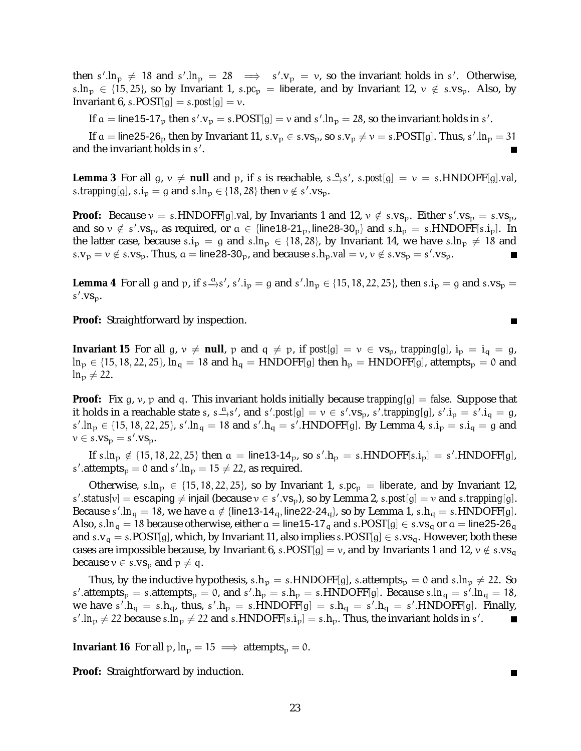then $s'.ln_p \neq 18$ and $s'.ln_p = 28 \implies s'.v_p = v$, so the invariant holds in $s'$. Otherwise, $s.ln_p \in \{15, 25\}$, so by Invariant 1, $s.pc_p =$ liberate, and by Invariant 12, $v \notin s.vs_p$. Also, by Invariant 6, $s.POST[g] = s.post[g] = v$.

If $a =$ line15-17$_p$ then $s'.v_p = s.POST[g] = v$ and $s'.ln_p = 28$, so the invariant holds in $s'$.

If $a =$ line25-26$_p$ then by Invariant 11, $s.v_p \in s.vs_p$, so $s.v_p \neq v = s.POST[g]$. Thus, $s'.ln_p = 31$ and the invariant holds in $s'$. ■

**Lemma 3** For all $g$, $v \neq$ **null** and $p$, if $s$ is reachable, $s \xrightarrow{a} s'$, $s.post[g] = v = s.HNDOFF[g].val$, $s.trapping[g]$, $s.i_p = g$ and $s.ln_p \in \{18, 28\}$ then $v \notin s'.vs_p$.

**Proof:** Because $v = s.HNDOFF[g].val$, by Invariants 1 and 12, $v \notin s.vs_p$. Either $s'.vs_p = s.vs_p$, and so $v \notin s'.vs_p$, as required, or $a \in \{$line18-21$_p$, line28-30$_p\}$ and $s.h_p = s.HNDOFF[s.i_p]$. In the latter case, because $s.i_p = g$ and $s.ln_p \in \{18, 28\}$, by Invariant 14, we have $s.ln_p \neq 18$ and $s.v_p = v \notin s.vs_p$. Thus, $a =$ line28-30$_p$, and because $s.h_p.val = v$, $v \notin s.vs_p = s'.vs_p$. ■

**Lemma 4** For all $g$ and $p$, if $s \xrightarrow{a} s'$, $s'.i_p = g$ and $s'.ln_p \in \{15, 18, 22, 25\}$, then $s.i_p = g$ and $s.vs_p = s'.vs_p$.

**Proof:** Straightforward by inspection. ■

**Invariant 15** For all $g$, $v \neq$ **null**, $p$ and $q \neq p$, if $post[g] = v \in vs_p$, $trapping[g]$, $i_p = i_q = g$, $ln_p \in \{15, 18, 22, 25\}$, $ln_q = 18$ and $h_q = HNDOFF[g]$ then $h_p = HNDOFF[g]$, $attempts_p = 0$ and $ln_p \neq 22$.

**Proof:** Fix $g$, $v$, $p$ and $q$. This invariant holds initially because $trapping[g] = false$. Suppose that it holds in a reachable state $s$, $s \xrightarrow{a} s'$, and $s'.post[g] = v \in s'.vs_p$, $s'.trapping[g]$, $s'.i_p = s'.i_q = g$, $s'.ln_p \in \{15, 18, 22, 25\}$, $s'.ln_q = 18$ and $s'.h_q = s'.HNDOFF[g]$. By Lemma 4, $s.i_p = s.i_q = g$ and $v \in s.vs_p = s'.vs_p$.

If $s.ln_p \notin \{15, 18, 22, 25\}$ then $a =$ line13-14$_p$, so $s'.h_p = s.HNDOFF[s.i_p] = s'.HNDOFF[g]$, $s'.attempts_p = 0$ and $s'.ln_p = 15 \neq 22$, as required.

Otherwise, $s.ln_p \in \{15, 18, 22, 25\}$, so by Invariant 1, $s.pc_p =$ liberate, and by Invariant 12, $s'.status[v] =$ escaping $\neq$ injail (because $v \in s'.vs_p$), so by Lemma 2, $s.post[g] = v$ and $s.trapping[g]$. Because $s'.ln_q = 18$, we have $a \notin \{$line13-14$_q$, line22-24$_q\}$, so by Lemma 1, $s.h_q = s.HNDOFF[g]$. Also, $s.ln_q = 18$ because otherwise, either $a =$ line15-17$_q$ and $s.POST[g] \in s.vs_q$ or $a =$ line25-26$_q$ and $s.v_q = s.POST[g]$, which, by Invariant 11, also implies $s.POST[g] \in s.vs_q$. However, both these cases are impossible because, by Invariant 6, $s.POST[g] = v$, and by Invariants 1 and 12, $v \notin s.vs_q$ because $v \in s.vs_p$ and $p \neq q$.

Thus, by the inductive hypothesis, $s.h_p = s.HNDOFF[g]$, $s.attempts_p = 0$ and $s.ln_p \neq 22$. So $s'.attempts_p = s.attempts_p = 0$, and $s'.h_p = s.h_p = s.HNDOFF[g]$. Because $s.ln_q = s'.ln_q = 18$, we have $s'.h_q = s.h_q$, thus, $s'.h_p = s.HNDOFF[g] = s.h_q = s'.h_q = s'.HNDOFF[g]$. Finally, $s'.ln_p \neq 22$ because $s.ln_p \neq 22$ and $s.HNDOFF[s.i_p] = s.h_p$. Thus, the invariant holds in $s'$. ■

**Invariant 16** For all $p$, $ln_p = 15 \implies attempts_p = 0$.

**Proof:** Straightforward by induction. ■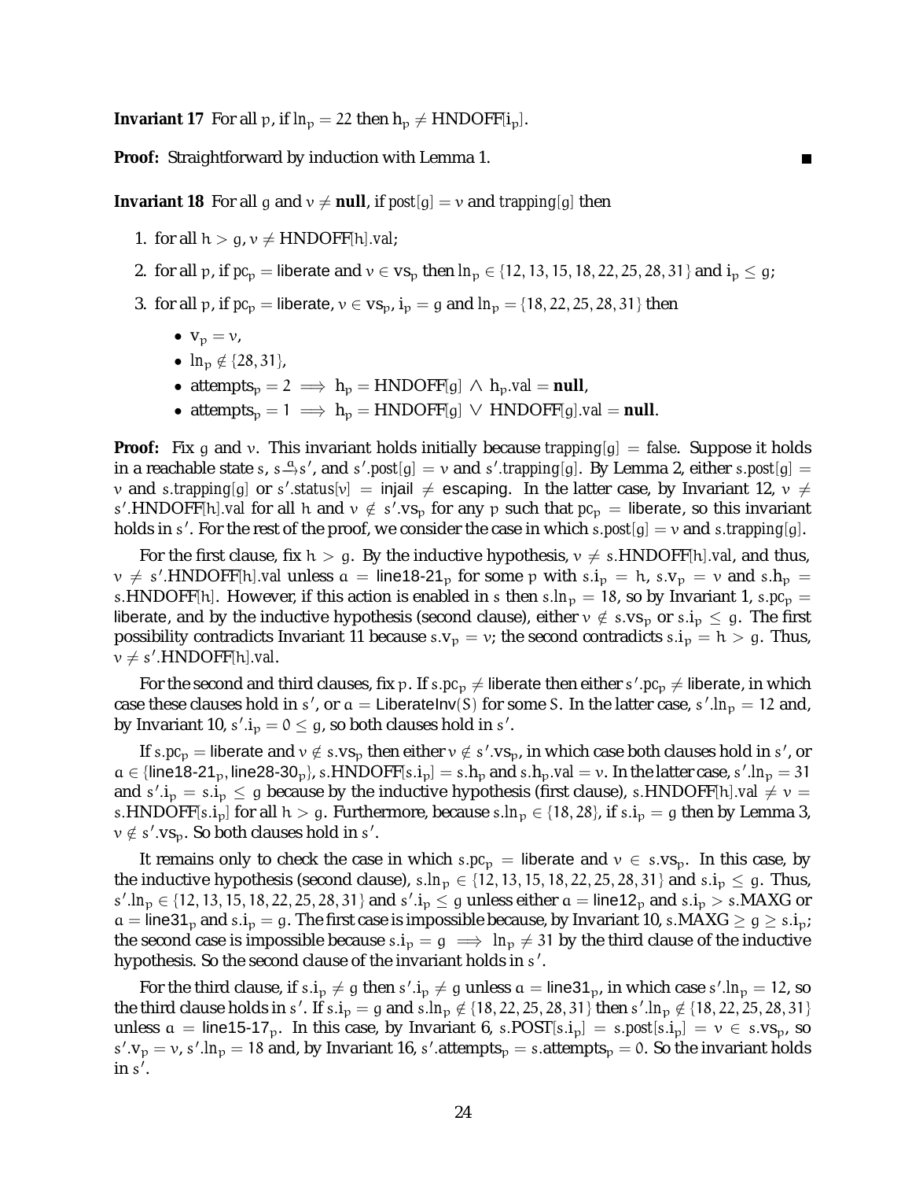**Invariant 17** For all $p$, if $ln_p = 22$ then $h_p \neq \text{HNDOFF}[i_p]$.

**Proof:** Straightforward by induction with Lemma 1. ∎

**Invariant 18** For all $g$ and $v \neq \textbf{null}$, if $post[g] = v$ and $trapping[g]$ then

1. for all $h > g$, $v \neq \text{HNDOFF}[h].val$;
2. for all $p$, if $pc_p = \mathsf{liberate}$ and $v \in vs_p$ then $ln_p \in \{12, 13, 15, 18, 22, 25, 28, 31\}$ and $i_p \leq g$;
3. for all $p$, if $pc_p = \mathsf{liberate}$, $v \in vs_p$, $i_p = g$ and $ln_p = \{18, 22, 25, 28, 31\}$ then
   - $v_p = v$,
   - $ln_p \notin \{28, 31\}$,
   - $attempts_p = 2 \implies h_p = \text{HNDOFF}[g] \wedge h_p.val = \textbf{null}$,
   - $attempts_p = 1 \implies h_p = \text{HNDOFF}[g] \vee \text{HNDOFF}[g].val = \textbf{null}$.

**Proof:** Fix $g$ and $v$. This invariant holds initially because $trapping[g] = false$. Suppose it holds in a reachable state $s$, $s \xrightarrow{a} s'$, and $s'.post[g] = v$ and $s'.trapping[g]$. By Lemma 2, either $s.post[g] = v$ and $s.trapping[g]$ or $s'.status[v] = \mathsf{injail} \neq \mathsf{escaping}$. In the latter case, by Invariant 12, $v \neq s'.\text{HNDOFF}[h].val$ for all $h$ and $v \notin s'.vs_p$ for any $p$ such that $pc_p = \mathsf{liberate}$, so this invariant holds in $s'$. For the rest of the proof, we consider the case in which $s.post[g] = v$ and $s.trapping[g]$.

For the first clause, fix $h > g$. By the inductive hypothesis, $v \neq s.\text{HNDOFF}[h].val$, and thus, $v \neq s'.\text{HNDOFF}[h].val$ unless $a = \mathsf{line18\text{-}21}_p$ for some $p$ with $s.i_p = h$, $s.v_p = v$ and $s.h_p = s.\text{HNDOFF}[h]$. However, if this action is enabled in $s$ then $s.ln_p = 18$, so by Invariant 1, $s.pc_p = \mathsf{liberate}$, and by the inductive hypothesis (second clause), either $v \notin s.vs_p$ or $s.i_p \leq g$. The first possibility contradicts Invariant 11 because $s.v_p = v$; the second contradicts $s.i_p = h > g$. Thus, $v \neq s'.\text{HNDOFF}[h].val$.

For the second and third clauses, fix $p$. If $s.pc_p \neq \mathsf{liberate}$ then either $s'.pc_p \neq \mathsf{liberate}$, in which case these clauses hold in $s'$, or $a = \mathsf{LiberateInv}(S)$ for some $S$. In the latter case, $s'.ln_p = 12$ and, by Invariant 10, $s'.i_p = 0 \leq g$, so both clauses hold in $s'$.

If $s.pc_p = \mathsf{liberate}$ and $v \notin s.vs_p$ then either $v \notin s'.vs_p$, in which case both clauses hold in $s'$, or $a \in \{\mathsf{line18\text{-}21}_p, \mathsf{line28\text{-}30}_p\}$, $s.\text{HNDOFF}[s.i_p] = s.h_p$ and $s.h_p.val = v$. In the latter case, $s'.ln_p = 31$ and $s'.i_p = s.i_p \leq g$ because by the inductive hypothesis (first clause), $s.\text{HNDOFF}[h].val \neq v = s.\text{HNDOFF}[s.i_p]$ for all $h > g$. Furthermore, because $s.ln_p \in \{18, 28\}$, if $s.i_p = g$ then by Lemma 3, $v \notin s'.vs_p$. So both clauses hold in $s'$.

It remains only to check the case in which $s.pc_p = \mathsf{liberate}$ and $v \in s.vs_p$. In this case, by the inductive hypothesis (second clause), $s.ln_p \in \{12, 13, 15, 18, 22, 25, 28, 31\}$ and $s.i_p \leq g$. Thus, $s'.ln_p \in \{12, 13, 15, 18, 22, 25, 28, 31\}$ and $s'.i_p \leq g$ unless either $a = \mathsf{line12}_p$ and $s.i_p > s.\text{MAXG}$ or $a = \mathsf{line31}_p$ and $s.i_p = g$. The first case is impossible because, by Invariant 10, $s.\text{MAXG} \geq g \geq s.i_p$; the second case is impossible because $s.i_p = g \implies ln_p \neq 31$ by the third clause of the inductive hypothesis. So the second clause of the invariant holds in $s'$.

For the third clause, if $s.i_p \neq g$ then $s'.i_p \neq g$ unless $a = \mathsf{line31}_p$, in which case $s'.ln_p = 12$, so the third clause holds in $s'$. If $s.i_p = g$ and $s.ln_p \notin \{18, 22, 25, 28, 31\}$ then $s'.ln_p \notin \{18, 22, 25, 28, 31\}$ unless $a = \mathsf{line15\text{-}17}_p$. In this case, by Invariant 6, $s.\text{POST}[s.i_p] = s.post[s.i_p] = v \in s.vs_p$, so $s'.v_p = v$, $s'.ln_p = 18$ and, by Invariant 16, $s'.attempts_p = s.attempts_p = 0$. So the invariant holds in $s'$.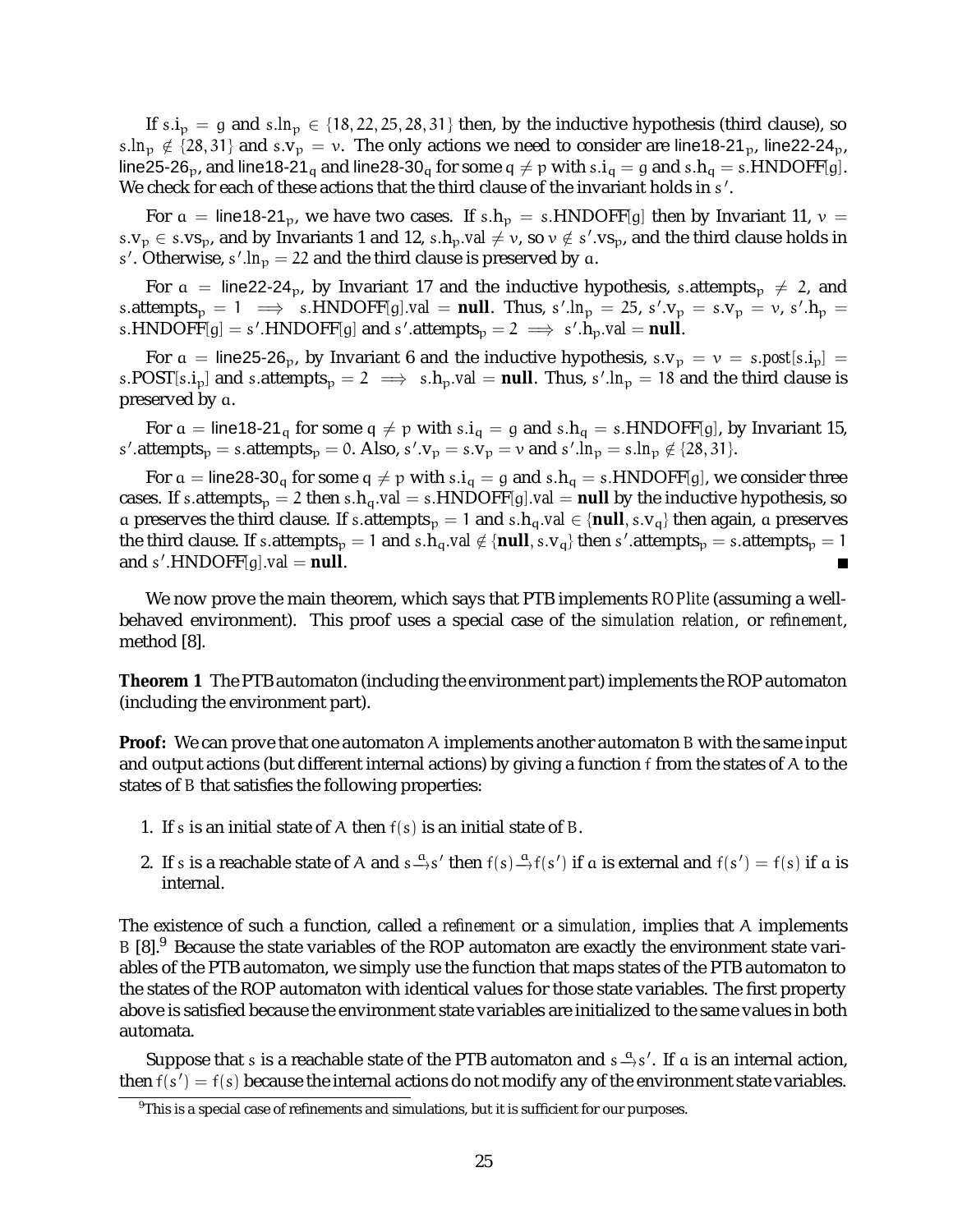If $s.i_p = g$ and $s.ln_p \in \{18, 22, 25, 28, 31\}$ then, by the inductive hypothesis (third clause), so $s.ln_p \notin \{28, 31\}$ and $s.v_p = v$. The only actions we need to consider are line18-21$_p$, line22-24$_p$, line25-26$_p$, and line18-21$_q$ and line28-30$_q$ for some $q \neq p$ with $s.i_q = g$ and $s.h_q = s.\text{HNDOFF}[g]$. We check for each of these actions that the third clause of the invariant holds in $s'$.

For $a =$ line18-21$_p$, we have two cases. If $s.h_p = s.\text{HNDOFF}[g]$ then by Invariant 11, $v = s.v_p \in s.vs_p$, and by Invariants 1 and 12, $s.h_p.val \neq v$, so $v \notin s'.vs_p$, and the third clause holds in $s'$. Otherwise, $s'.ln_p = 22$ and the third clause is preserved by $a$.

For $a =$ line22-24$_p$, by Invariant 17 and the inductive hypothesis, $s.\text{attempts}_p \neq 2$, and $s.\text{attempts}_p = 1 \implies s.\text{HNDOFF}[g].val = \textbf{null}$. Thus, $s'.ln_p = 25$, $s'.v_p = s.v_p = v$, $s'.h_p = s.\text{HNDOFF}[g] = s'.\text{HNDOFF}[g]$ and $s'.\text{attempts}_p = 2 \implies s'.h_p.val = \textbf{null}$.

For $a =$ line25-26$_p$, by Invariant 6 and the inductive hypothesis, $s.v_p = v = s.post[s.i_p] = s.\text{POST}[s.i_p]$ and $s.\text{attempts}_p = 2 \implies s.h_p.val = \textbf{null}$. Thus, $s'.ln_p = 18$ and the third clause is preserved by $a$.

For $a =$ line18-21$_q$ for some $q \neq p$ with $s.i_q = g$ and $s.h_q = s.\text{HNDOFF}[g]$, by Invariant 15, $s'.\text{attempts}_p = s.\text{attempts}_p = 0$. Also, $s'.v_p = s.v_p = v$ and $s'.ln_p = s.ln_p \notin \{28, 31\}$.

For $a =$ line28-30$_q$ for some $q \neq p$ with $s.i_q = g$ and $s.h_q = s.\text{HNDOFF}[g]$, we consider three cases. If $s.\text{attempts}_p = 2$ then $s.h_q.val = s.\text{HNDOFF}[g].val = \textbf{null}$ by the inductive hypothesis, so $a$ preserves the third clause. If $s.\text{attempts}_p = 1$ and $s.h_q.val \in \{\textbf{null}, s.v_q\}$ then again, $a$ preserves the third clause. If $s.\text{attempts}_p = 1$ and $s.h_q.val \notin \{\textbf{null}, s.v_q\}$ then $s'.\text{attempts}_p = s.\text{attempts}_p = 1$ and $s'.\text{HNDOFF}[g].val = \textbf{null}$. ∎

We now prove the main theorem, which says that PTB implements *ROPlite* (assuming a well-behaved environment). This proof uses a special case of the *simulation relation*, or *refinement*, method [8].

**Theorem 1** The PTB automaton (including the environment part) implements the ROP automaton (including the environment part).

**Proof:** We can prove that one automaton $A$ implements another automaton $B$ with the same input and output actions (but different internal actions) by giving a function $f$ from the states of $A$ to the states of $B$ that satisfies the following properties:

1. If $s$ is an initial state of $A$ then $f(s)$ is an initial state of $B$.
2. If $s$ is a reachable state of $A$ and $s \xrightarrow{a} s'$ then $f(s) \xrightarrow{a} f(s')$ if $a$ is external and $f(s') = f(s)$ if $a$ is internal.

The existence of such a function, called a *refinement* or a *simulation*, implies that $A$ implements $B$ [8].[9] Because the state variables of the ROP automaton are exactly the environment state variables of the PTB automaton, we simply use the function that maps states of the PTB automaton to the states of the ROP automaton with identical values for those state variables. The first property above is satisfied because the environment state variables are initialized to the same values in both automata.

Suppose that $s$ is a reachable state of the PTB automaton and $s \xrightarrow{a} s'$. If $a$ is an internal action, then $f(s') = f(s)$ because the internal actions do not modify any of the environment state variables.

[9] This is a special case of refinements and simulations, but it is sufficient for our purposes.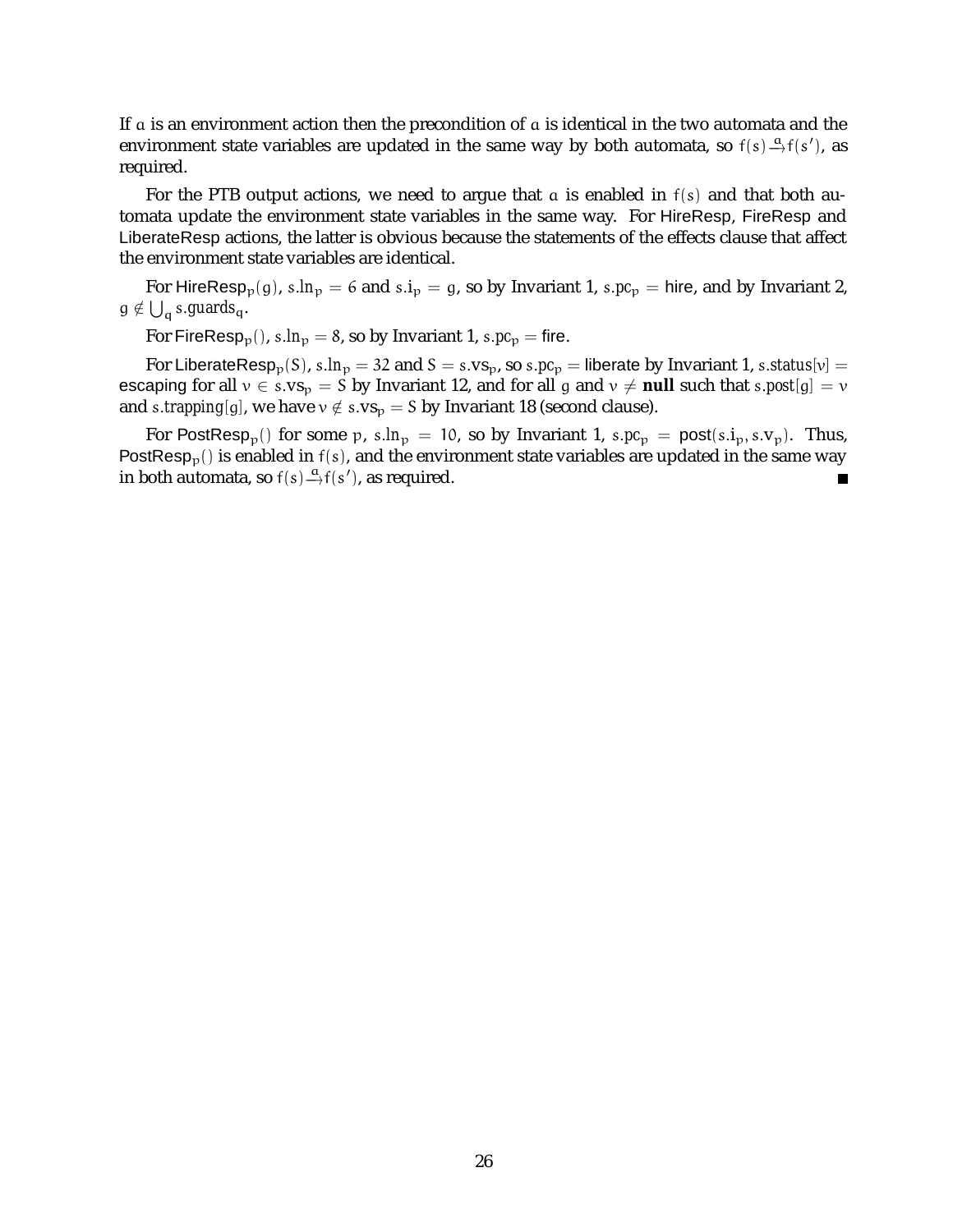If $a$ is an environment action then the precondition of $a$ is identical in the two automata and the environment state variables are updated in the same way by both automata, so $f(s) \xrightarrow{a} f(s')$, as required.

For the PTB output actions, we need to argue that $a$ is enabled in $f(s)$ and that both automata update the environment state variables in the same way. For HireResp, FireResp and LiberateResp actions, the latter is obvious because the statements of the effects clause that affect the environment state variables are identical.

For $\text{HireResp}_p(g)$, $s.ln_p = 6$ and $s.i_p = g$, so by Invariant 1, $s.pc_p = \text{hire}$, and by Invariant 2, $g \notin \bigcup_q s.guards_q$.

For $\text{FireResp}_p()$, $s.ln_p = 8$, so by Invariant 1, $s.pc_p = \text{fire}$.

For $\text{LiberateResp}_p(S)$, $s.ln_p = 32$ and $S = s.vs_p$, so $s.pc_p = \text{liberate}$ by Invariant 1, $s.status[v] = \text{escaping}$ for all $v \in s.vs_p = S$ by Invariant 12, and for all $g$ and $v \neq \textbf{null}$ such that $s.post[g] = v$ and $s.trapping[g]$, we have $v \notin s.vs_p = S$ by Invariant 18 (second clause).

For $\text{PostResp}_p()$ for some $p$, $s.ln_p = 10$, so by Invariant 1, $s.pc_p = \text{post}(s.i_p, s.v_p)$. Thus, $\text{PostResp}_p()$ is enabled in $f(s)$, and the environment state variables are updated in the same way in both automata, so $f(s) \xrightarrow{a} f(s')$, as required. ∎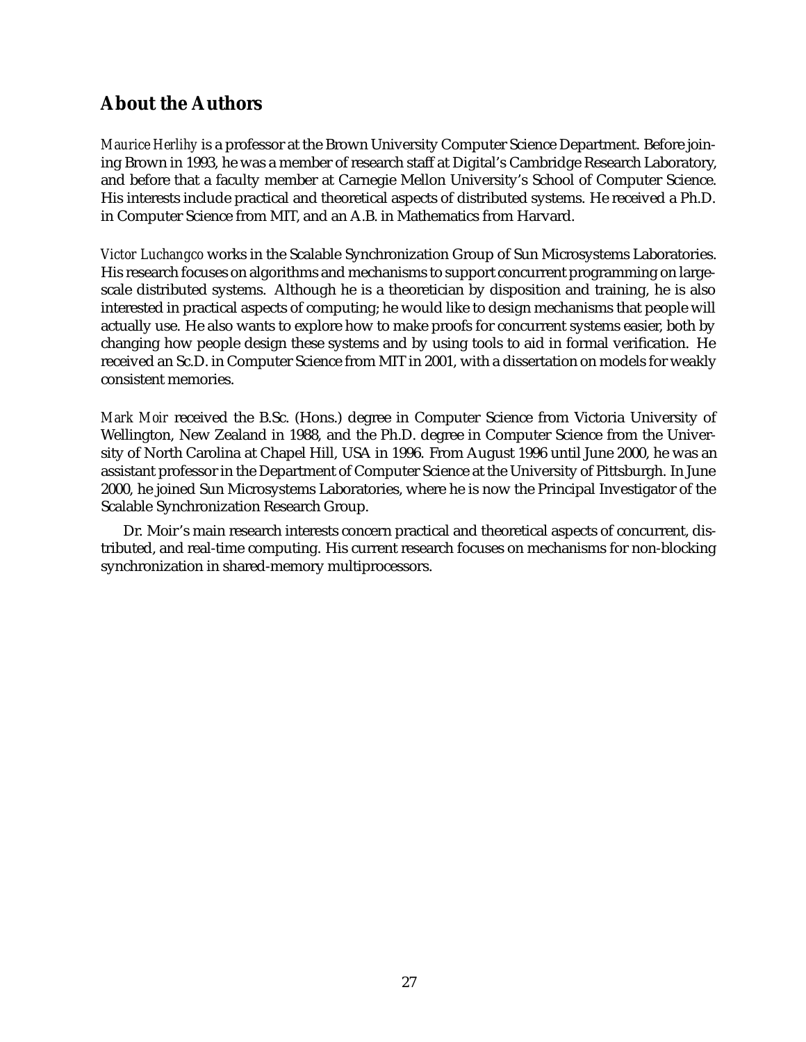## About the Authors

*Maurice Herlihy* is a professor at the Brown University Computer Science Department. Before joining Brown in 1993, he was a member of research staff at Digital's Cambridge Research Laboratory, and before that a faculty member at Carnegie Mellon University's School of Computer Science. His interests include practical and theoretical aspects of distributed systems. He received a Ph.D. in Computer Science from MIT, and an A.B. in Mathematics from Harvard.

*Victor Luchangco* works in the Scalable Synchronization Group of Sun Microsystems Laboratories. His research focuses on algorithms and mechanisms to support concurrent programming on large-scale distributed systems. Although he is a theoretician by disposition and training, he is also interested in practical aspects of computing; he would like to design mechanisms that people will actually use. He also wants to explore how to make proofs for concurrent systems easier, both by changing how people design these systems and by using tools to aid in formal verification. He received an Sc.D. in Computer Science from MIT in 2001, with a dissertation on models for weakly consistent memories.

*Mark Moir* received the B.Sc. (Hons.) degree in Computer Science from Victoria University of Wellington, New Zealand in 1988, and the Ph.D. degree in Computer Science from the University of North Carolina at Chapel Hill, USA in 1996. From August 1996 until June 2000, he was an assistant professor in the Department of Computer Science at the University of Pittsburgh. In June 2000, he joined Sun Microsystems Laboratories, where he is now the Principal Investigator of the Scalable Synchronization Research Group.

Dr. Moir's main research interests concern practical and theoretical aspects of concurrent, distributed, and real-time computing. His current research focuses on mechanisms for non-blocking synchronization in shared-memory multiprocessors.